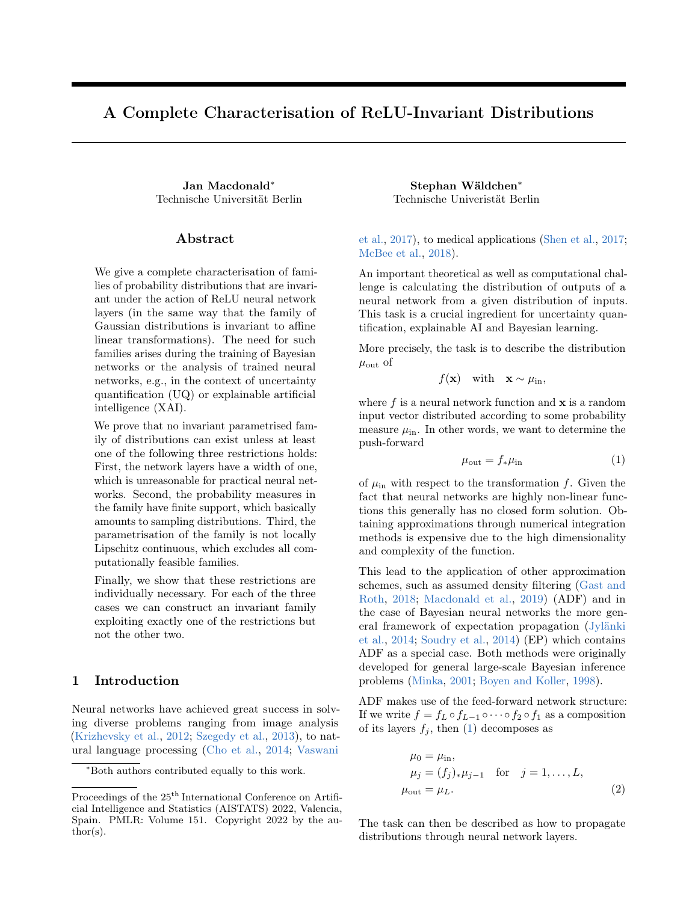# A Complete Characterisation of ReLU-Invariant Distributions

**Jan Macdonald**[*]
Technische Universität Berlin

**Stephan Wäldchen**[*]
Technische Univeristät Berlin

## Abstract

We give a complete characterisation of families of probability distributions that are invariant under the action of ReLU neural network layers (in the same way that the family of Gaussian distributions is invariant to affine linear transformations). The need for such families arises during the training of Bayesian networks or the analysis of trained neural networks, e.g., in the context of uncertainty quantification (UQ) or explainable artificial intelligence (XAI).

We prove that no invariant parametrised family of distributions can exist unless at least one of the following three restrictions holds: First, the network layers have a width of one, which is unreasonable for practical neural networks. Second, the probability measures in the family have finite support, which basically amounts to sampling distributions. Third, the parametrisation of the family is not locally Lipschitz continuous, which excludes all computationally feasible families.

Finally, we show that these restrictions are individually necessary. For each of the three cases we can construct an invariant family exploiting exactly one of the restrictions but not the other two.

## 1 Introduction

Neural networks have achieved great success in solving diverse problems ranging from image analysis (Krizhevsky et al., 2012; Szegedy et al., 2013), to natural language processing (Cho et al., 2014; Vaswani et al., 2017), to medical applications (Shen et al., 2017; McBee et al., 2018).

An important theoretical as well as computational challenge is calculating the distribution of outputs of a neural network from a given distribution of inputs. This task is a crucial ingredient for uncertainty quantification, explainable AI and Bayesian learning.

More precisely, the task is to describe the distribution $\mu_{\text{out}}$ of

$$f(\mathbf{x}) \quad \text{with} \quad \mathbf{x} \sim \mu_{\text{in}},$$

where $f$ is a neural network function and $\mathbf{x}$ is a random input vector distributed according to some probability measure $\mu_{\text{in}}$. In other words, we want to determine the push-forward

$$\mu_{\text{out}} = f_* \mu_{\text{in}} \tag{1}$$

of $\mu_{\text{in}}$ with respect to the transformation $f$. Given the fact that neural networks are highly non-linear functions this generally has no closed form solution. Obtaining approximations through numerical integration methods is expensive due to the high dimensionality and complexity of the function.

This lead to the application of other approximation schemes, such as assumed density filtering (Gast and Roth, 2018; Macdonald et al., 2019) (ADF) and in the case of Bayesian neural networks the more general framework of expectation propagation (Jylänki et al., 2014; Soudry et al., 2014) (EP) which contains ADF as a special case. Both methods were originally developed for general large-scale Bayesian inference problems (Minka, 2001; Boyen and Koller, 1998).

ADF makes use of the feed-forward network structure: If we write $f = f_L \circ f_{L-1} \circ \cdots \circ f_2 \circ f_1$ as a composition of its layers $f_j$, then (1) decomposes as

$$\begin{aligned} \mu_0 &= \mu_{\text{in}}, \\ \mu_j &= (f_j)_* \mu_{j-1} \quad \text{for} \quad j = 1, \ldots, L, \\ \mu_{\text{out}} &= \mu_L. \end{aligned} \tag{2}$$

The task can then be described as how to propagate distributions through neural network layers.

[*]Both authors contributed equally to this work.

Proceedings of the 25$^{\text{th}}$ International Conference on Artificial Intelligence and Statistics (AISTATS) 2022, Valencia, Spain. PMLR: Volume 151. Copyright 2022 by the author(s).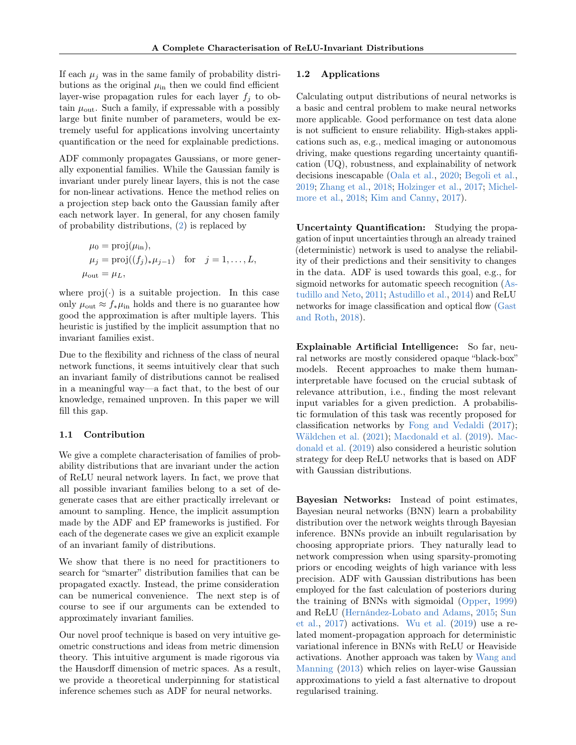If each $\mu_j$ was in the same family of probability distributions as the original $\mu_{\text{in}}$ then we could find efficient layer-wise propagation rules for each layer $f_j$ to obtain $\mu_{\text{out}}$. Such a family, if expressable with a possibly large but finite number of parameters, would be extremely useful for applications involving uncertainty quantification or the need for explainable predictions.

ADF commonly propagates Gaussians, or more generally exponential families. While the Gaussian family is invariant under purely linear layers, this is not the case for non-linear activations. Hence the method relies on a projection step back onto the Gaussian family after each network layer. In general, for any chosen family of probability distributions, (2) is replaced by

$$
\begin{aligned}
\mu_0 &= \operatorname{proj}(\mu_{\text{in}}), \\
\mu_j &= \operatorname{proj}((f_j)_* \mu_{j-1}) \quad \text{for} \quad j = 1, \ldots, L, \\
\mu_{\text{out}} &= \mu_L,
\end{aligned}
$$

where $\operatorname{proj}(\cdot)$ is a suitable projection. In this case only $\mu_{\text{out}} \approx f_* \mu_{\text{in}}$ holds and there is no guarantee how good the approximation is after multiple layers. This heuristic is justified by the implicit assumption that no invariant families exist.

Due to the flexibility and richness of the class of neural network functions, it seems intuitively clear that such an invariant family of distributions cannot be realised in a meaningful way—a fact that, to the best of our knowledge, remained unproven. In this paper we will fill this gap.

### 1.1 Contribution

We give a complete characterisation of families of probability distributions that are invariant under the action of ReLU neural network layers. In fact, we prove that all possible invariant families belong to a set of degenerate cases that are either practically irrelevant or amount to sampling. Hence, the implicit assumption made by the ADF and EP frameworks is justified. For each of the degenerate cases we give an explicit example of an invariant family of distributions.

We show that there is no need for practitioners to search for "smarter" distribution families that can be propagated exactly. Instead, the prime consideration can be numerical convenience. The next step is of course to see if our arguments can be extended to approximately invariant families.

Our novel proof technique is based on very intuitive geometric constructions and ideas from metric dimension theory. This intuitive argument is made rigorous via the Hausdorff dimension of metric spaces. As a result, we provide a theoretical underpinning for statistical inference schemes such as ADF for neural networks.

### 1.2 Applications

Calculating output distributions of neural networks is a basic and central problem to make neural networks more applicable. Good performance on test data alone is not sufficient to ensure reliability. High-stakes applications such as, e.g., medical imaging or autonomous driving, make questions regarding uncertainty quantification (UQ), robustness, and explainability of network decisions inescapable (Oala et al., 2020; Begoli et al., 2019; Zhang et al., 2018; Holzinger et al., 2017; Michelmore et al., 2018; Kim and Canny, 2017).

**Uncertainty Quantification:** Studying the propagation of input uncertainties through an already trained (deterministic) network is used to analyse the reliability of their predictions and their sensitivity to changes in the data. ADF is used towards this goal, e.g., for sigmoid networks for automatic speech recognition (Astudillo and Neto, 2011; Astudillo et al., 2014) and ReLU networks for image classification and optical flow (Gast and Roth, 2018).

**Explainable Artificial Intelligence:** So far, neural networks are mostly considered opaque "black-box" models. Recent approaches to make them human-interpretable have focused on the crucial subtask of relevance attribution, i.e., finding the most relevant input variables for a given prediction. A probabilistic formulation of this task was recently proposed for classification networks by Fong and Vedaldi (2017); Wäldchen et al. (2021); Macdonald et al. (2019). Macdonald et al. (2019) also considered a heuristic solution strategy for deep ReLU networks that is based on ADF with Gaussian distributions.

**Bayesian Networks:** Instead of point estimates, Bayesian neural networks (BNN) learn a probability distribution over the network weights through Bayesian inference. BNNs provide an inbuilt regularisation by choosing appropriate priors. They naturally lead to network compression when using sparsity-promoting priors or encoding weights of high variance with less precision. ADF with Gaussian distributions has been employed for the fast calculation of posteriors during the training of BNNs with sigmoidal (Opper, 1999) and ReLU (Hernández-Lobato and Adams, 2015; Sun et al., 2017) activations. Wu et al. (2019) use a related moment-propagation approach for deterministic variational inference in BNNs with ReLU or Heaviside activations. Another approach was taken by Wang and Manning (2013) which relies on layer-wise Gaussian approximations to yield a fast alternative to dropout regularised training.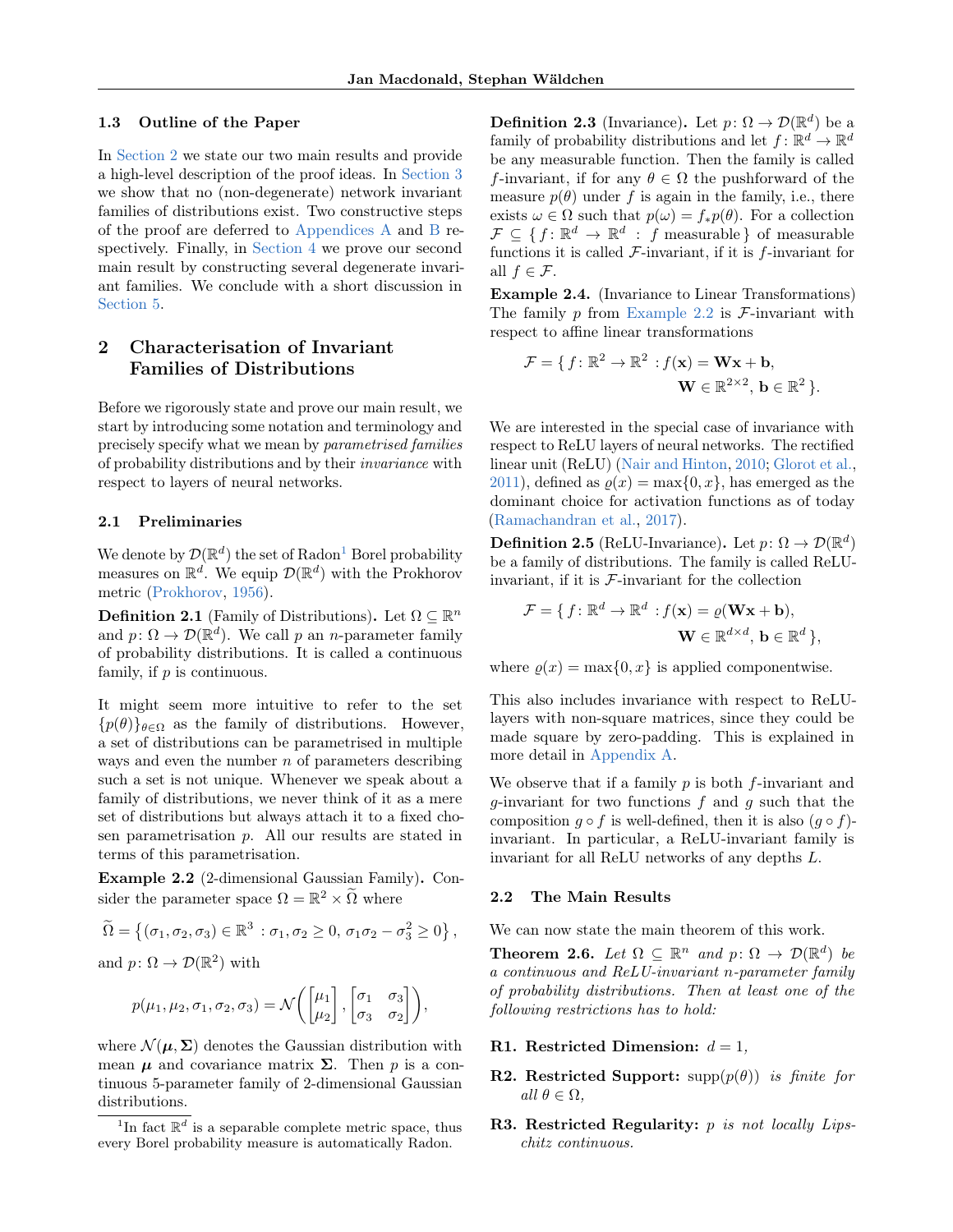### 1.3 Outline of the Paper

In Section 2 we state our two main results and provide a high-level description of the proof ideas. In Section 3 we show that no (non-degenerate) network invariant families of distributions exist. Two constructive steps of the proof are deferred to Appendices A and B respectively. Finally, in Section 4 we prove our second main result by constructing several degenerate invariant families. We conclude with a short discussion in Section 5.

## 2 Characterisation of Invariant Families of Distributions

Before we rigorously state and prove our main result, we start by introducing some notation and terminology and precisely specify what we mean by *parametrised families* of probability distributions and by their *invariance* with respect to layers of neural networks.

### 2.1 Preliminaries

We denote by $\mathcal{D}(\mathbb{R}^d)$ the set of Radon[1] Borel probability measures on $\mathbb{R}^d$. We equip $\mathcal{D}(\mathbb{R}^d)$ with the Prokhorov metric (Prokhorov, 1956).

**Definition 2.1** (Family of Distributions)**.** Let $\Omega \subseteq \mathbb{R}^n$ and $p\colon \Omega \to \mathcal{D}(\mathbb{R}^d)$. We call $p$ an $n$-parameter family of probability distributions. It is called a continuous family, if $p$ is continuous.

It might seem more intuitive to refer to the set $\{p(\theta)\}_{\theta\in\Omega}$ as the family of distributions. However, a set of distributions can be parametrised in multiple ways and even the number $n$ of parameters describing such a set is not unique. Whenever we speak about a family of distributions, we never think of it as a mere set of distributions but always attach it to a fixed chosen parametrisation $p$. All our results are stated in terms of this parametrisation.

**Example 2.2** (2-dimensional Gaussian Family)**.** Consider the parameter space $\Omega = \mathbb{R}^2 \times \widetilde{\Omega}$ where

$$\widetilde{\Omega} = \left\{ (\sigma_1, \sigma_2, \sigma_3) \in \mathbb{R}^3 : \sigma_1, \sigma_2 \geq 0,\ \sigma_1\sigma_2 - \sigma_3^2 \geq 0 \right\},$$

and $p\colon \Omega \to \mathcal{D}(\mathbb{R}^2)$ with

$$p(\mu_1, \mu_2, \sigma_1, \sigma_2, \sigma_3) = \mathcal{N}\left( \begin{bmatrix} \mu_1 \\ \mu_2 \end{bmatrix}, \begin{bmatrix} \sigma_1 & \sigma_3 \\ \sigma_3 & \sigma_2 \end{bmatrix} \right),$$

where $\mathcal{N}(\boldsymbol{\mu}, \boldsymbol{\Sigma})$ denotes the Gaussian distribution with mean $\boldsymbol{\mu}$ and covariance matrix $\boldsymbol{\Sigma}$. Then $p$ is a continuous 5-parameter family of 2-dimensional Gaussian distributions.

[1] In fact $\mathbb{R}^d$ is a separable complete metric space, thus every Borel probability measure is automatically Radon.

**Definition 2.3** (Invariance)**.** Let $p\colon \Omega \to \mathcal{D}(\mathbb{R}^d)$ be a family of probability distributions and let $f\colon \mathbb{R}^d \to \mathbb{R}^d$ be any measurable function. Then the family is called $f$-invariant, if for any $\theta \in \Omega$ the pushforward of the measure $p(\theta)$ under $f$ is again in the family, i.e., there exists $\omega \in \Omega$ such that $p(\omega) = f_* p(\theta)$. For a collection $\mathcal{F} \subseteq \{ f\colon \mathbb{R}^d \to \mathbb{R}^d : f \text{ measurable} \}$ of measurable functions it is called $\mathcal{F}$-invariant, if it is $f$-invariant for all $f \in \mathcal{F}$.

**Example 2.4.** (Invariance to Linear Transformations) The family $p$ from Example 2.2 is $\mathcal{F}$-invariant with respect to affine linear transformations

$$\mathcal{F} = \{ f\colon \mathbb{R}^2 \to \mathbb{R}^2 : f(\mathbf{x}) = \mathbf{W}\mathbf{x} + \mathbf{b}, \\ \mathbf{W} \in \mathbb{R}^{2\times 2},\ \mathbf{b} \in \mathbb{R}^2 \}.$$

We are interested in the special case of invariance with respect to ReLU layers of neural networks. The rectified linear unit (ReLU) (Nair and Hinton, 2010; Glorot et al., 2011), defined as $\varrho(x) = \max\{0, x\}$, has emerged as the dominant choice for activation functions as of today (Ramachandran et al., 2017).

**Definition 2.5** (ReLU-Invariance)**.** Let $p\colon \Omega \to \mathcal{D}(\mathbb{R}^d)$ be a family of distributions. The family is called ReLU-invariant, if it is $\mathcal{F}$-invariant for the collection

$$\mathcal{F} = \{ f\colon \mathbb{R}^d \to \mathbb{R}^d : f(\mathbf{x}) = \varrho(\mathbf{W}\mathbf{x} + \mathbf{b}), \\ \mathbf{W} \in \mathbb{R}^{d\times d},\ \mathbf{b} \in \mathbb{R}^d \},$$

where $\varrho(x) = \max\{0, x\}$ is applied componentwise.

This also includes invariance with respect to ReLU-layers with non-square matrices, since they could be made square by zero-padding. This is explained in more detail in Appendix A.

We observe that if a family $p$ is both $f$-invariant and $g$-invariant for two functions $f$ and $g$ such that the composition $g \circ f$ is well-defined, then it is also $(g \circ f)$-invariant. In particular, a ReLU-invariant family is invariant for all ReLU networks of any depths $L$.

### 2.2 The Main Results

We can now state the main theorem of this work.

**Theorem 2.6.** *Let $\Omega \subseteq \mathbb{R}^n$ and $p\colon \Omega \to \mathcal{D}(\mathbb{R}^d)$ be a continuous and ReLU-invariant $n$-parameter family of probability distributions. Then at least one of the following restrictions has to hold:*

- **R1. Restricted Dimension:** $d = 1$,
- **R2. Restricted Support:** *$\operatorname{supp}(p(\theta))$ is finite for all $\theta \in \Omega$,*
- **R3. Restricted Regularity:** *$p$ is not locally Lipschitz continuous.*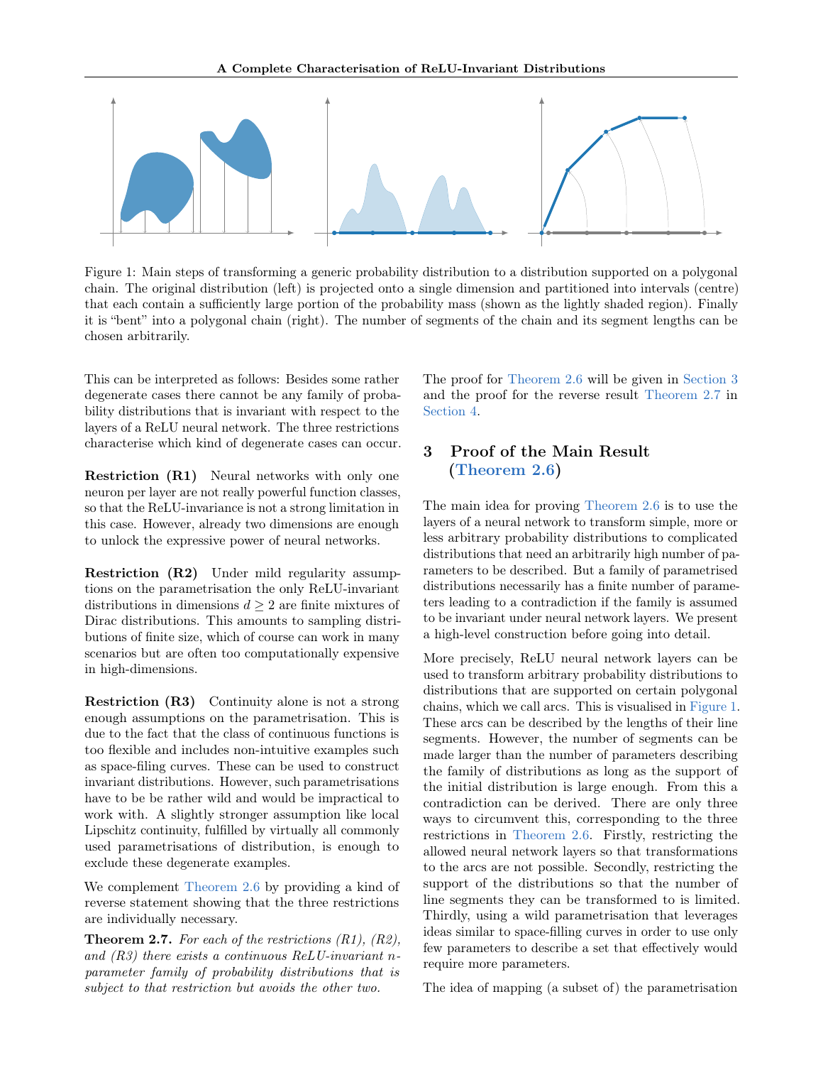Figure 1: Main steps of transforming a generic probability distribution to a distribution supported on a polygonal chain. The original distribution (left) is projected onto a single dimension and partitioned into intervals (centre) that each contain a sufficiently large portion of the probability mass (shown as the lightly shaded region). Finally it is "bent" into a polygonal chain (right). The number of segments of the chain and its segment lengths can be chosen arbitrarily.

This can be interpreted as follows: Besides some rather degenerate cases there cannot be any family of probability distributions that is invariant with respect to the layers of a ReLU neural network. The three restrictions characterise which kind of degenerate cases can occur.

**Restriction (R1)** Neural networks with only one neuron per layer are not really powerful function classes, so that the ReLU-invariance is not a strong limitation in this case. However, already two dimensions are enough to unlock the expressive power of neural networks.

**Restriction (R2)** Under mild regularity assumptions on the parametrisation the only ReLU-invariant distributions in dimensions $d \geq 2$ are finite mixtures of Dirac distributions. This amounts to sampling distributions of finite size, which of course can work in many scenarios but are often too computationally expensive in high-dimensions.

**Restriction (R3)** Continuity alone is not a strong enough assumptions on the parametrisation. This is due to the fact that the class of continuous functions is too flexible and includes non-intuitive examples such as space-filing curves. These can be used to construct invariant distributions. However, such parametrisations have to be be rather wild and would be impractical to work with. A slightly stronger assumption like local Lipschitz continuity, fulfilled by virtually all commonly used parametrisations of distribution, is enough to exclude these degenerate examples.

We complement Theorem 2.6 by providing a kind of reverse statement showing that the three restrictions are individually necessary.

**Theorem 2.7.** *For each of the restrictions (R1), (R2), and (R3) there exists a continuous ReLU-invariant $n$-parameter family of probability distributions that is subject to that restriction but avoids the other two.*

The proof for Theorem 2.6 will be given in Section 3 and the proof for the reverse result Theorem 2.7 in Section 4.

## 3 Proof of the Main Result (Theorem 2.6)

The main idea for proving Theorem 2.6 is to use the layers of a neural network to transform simple, more or less arbitrary probability distributions to complicated distributions that need an arbitrarily high number of parameters to be described. But a family of parametrised distributions necessarily has a finite number of parameters leading to a contradiction if the family is assumed to be invariant under neural network layers. We present a high-level construction before going into detail.

More precisely, ReLU neural network layers can be used to transform arbitrary probability distributions to distributions that are supported on certain polygonal chains, which we call arcs. This is visualised in Figure 1. These arcs can be described by the lengths of their line segments. However, the number of segments can be made larger than the number of parameters describing the family of distributions as long as the support of the initial distribution is large enough. From this a contradiction can be derived. There are only three ways to circumvent this, corresponding to the three restrictions in Theorem 2.6. Firstly, restricting the allowed neural network layers so that transformations to the arcs are not possible. Secondly, restricting the support of the distributions so that the number of line segments they can be transformed to is limited. Thirdly, using a wild parametrisation that leverages ideas similar to space-filling curves in order to use only few parameters to describe a set that effectively would require more parameters.

The idea of mapping (a subset of) the parametrisation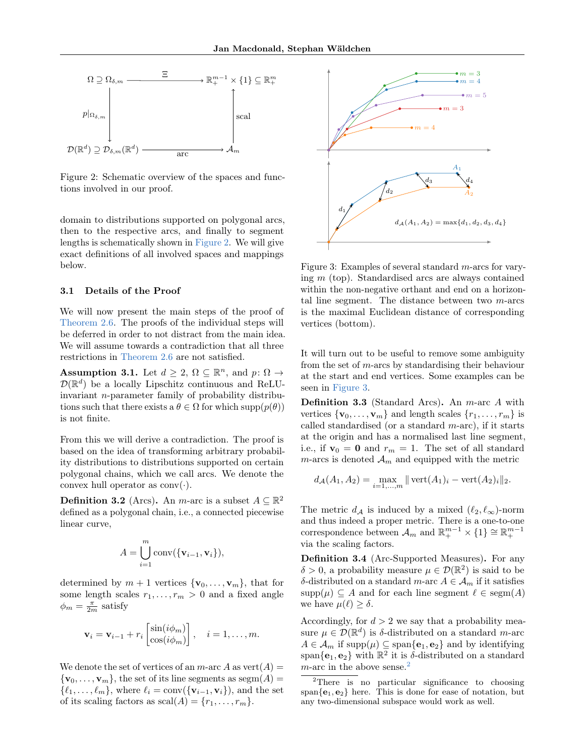$$\begin{array}{ccc} \Omega \supseteq \Omega_{\delta,m} & \xrightarrow{\quad \Xi \quad} & \mathbb{R}_+^{m-1} \times \{1\} \subseteq \mathbb{R}_+^m \\ \Big\downarrow p|_{\Omega_{\delta,m}} & & \Big\uparrow \text{scal} \\ \mathcal{D}(\mathbb{R}^d) \supseteq \mathcal{D}_{\delta,m}(\mathbb{R}^d) & \xrightarrow[\text{arc}]{\quad\quad} & \mathcal{A}_m \end{array}$$

Figure 2: Schematic overview of the spaces and functions involved in our proof.

domain to distributions supported on polygonal arcs, then to the respective arcs, and finally to segment lengths is schematically shown in Figure 2. We will give exact definitions of all involved spaces and mappings below.

### 3.1 Details of the Proof

We will now present the main steps of the proof of Theorem 2.6. The proofs of the individual steps will be deferred in order to not distract from the main idea. We will assume towards a contradiction that all three restrictions in Theorem 2.6 are not satisfied.

**Assumption 3.1.** Let $d \geq 2$, $\Omega \subseteq \mathbb{R}^n$, and $p\colon \Omega \to \mathcal{D}(\mathbb{R}^d)$ be a locally Lipschitz continuous and ReLU-invariant $n$-parameter family of probability distributions such that there exists a $\theta \in \Omega$ for which $\operatorname{supp}(p(\theta))$ is not finite.

From this we will derive a contradiction. The proof is based on the idea of transforming arbitrary probability distributions to distributions supported on certain polygonal chains, which we call arcs. We denote the convex hull operator as $\operatorname{conv}(\cdot)$.

**Definition 3.2** (Arcs)**.** An $m$-arc is a subset $A \subseteq \mathbb{R}^2$ defined as a polygonal chain, i.e., a connected piecewise linear curve,

$$A = \bigcup_{i=1}^{m} \operatorname{conv}(\{\mathbf{v}_{i-1}, \mathbf{v}_i\}),$$

determined by $m+1$ vertices $\{\mathbf{v}_0, \ldots, \mathbf{v}_m\}$, that for some length scales $r_1, \ldots, r_m > 0$ and a fixed angle $\phi_m = \frac{\pi}{2m}$ satisfy

$$\mathbf{v}_i = \mathbf{v}_{i-1} + r_i \begin{bmatrix} \sin(i\phi_m) \\ \cos(i\phi_m) \end{bmatrix}, \quad i = 1, \ldots, m.$$

We denote the set of vertices of an $m$-arc $A$ as $\operatorname{vert}(A) = \{\mathbf{v}_0, \ldots, \mathbf{v}_m\}$, the set of its line segments as $\operatorname{segm}(A) = \{\ell_1, \ldots, \ell_m\}$, where $\ell_i = \operatorname{conv}(\{\mathbf{v}_{i-1}, \mathbf{v}_i\})$, and the set of its scaling factors as $\operatorname{scal}(A) = \{r_1, \ldots, r_m\}$.

m = 3
m = 4
m = 5
m = 3
m = 4

$A_1$
$A_2$
$d_1$
$d_2$
$d_3$
$d_4$
$d_{\mathcal{A}}(A_1, A_2) = \max\{d_1, d_2, d_3, d_4\}$

Figure 3: Examples of several standard $m$-arcs for varying $m$ (top). Standardised arcs are always contained within the non-negative orthant and end on a horizontal line segment. The distance between two $m$-arcs is the maximal Euclidean distance of corresponding vertices (bottom).

It will turn out to be useful to remove some ambiguity from the set of $m$-arcs by standardising their behaviour at the start and end vertices. Some examples can be seen in Figure 3.

**Definition 3.3** (Standard Arcs)**.** An $m$-arc $A$ with vertices $\{\mathbf{v}_0, \ldots, \mathbf{v}_m\}$ and length scales $\{r_1, \ldots, r_m\}$ is called standardised (or a standard $m$-arc), if it starts at the origin and has a normalised last line segment, i.e., if $\mathbf{v}_0 = \mathbf{0}$ and $r_m = 1$. The set of all standard $m$-arcs is denoted $\mathcal{A}_m$ and equipped with the metric

$$d_{\mathcal{A}}(A_1, A_2) = \max_{i=1,\ldots,m} \| \operatorname{vert}(A_1)_i - \operatorname{vert}(A_2)_i \|_2.$$

The metric $d_{\mathcal{A}}$ is induced by a mixed $(\ell_2, \ell_\infty)$-norm and thus indeed a proper metric. There is a one-to-one correspondence between $\mathcal{A}_m$ and $\mathbb{R}_+^{m-1} \times \{1\} \cong \mathbb{R}_+^{m-1}$ via the scaling factors.

**Definition 3.4** (Arc-Supported Measures)**.** For any $\delta > 0$, a probability measure $\mu \in \mathcal{D}(\mathbb{R}^2)$ is said to be $\delta$-distributed on a standard $m$-arc $A \in \mathcal{A}_m$ if it satisfies $\operatorname{supp}(\mu) \subseteq A$ and for each line segment $\ell \in \operatorname{segm}(A)$ we have $\mu(\ell) \geq \delta$.

Accordingly, for $d > 2$ we say that a probability measure $\mu \in \mathcal{D}(\mathbb{R}^d)$ is $\delta$-distributed on a standard $m$-arc $A \in \mathcal{A}_m$ if $\operatorname{supp}(\mu) \subseteq \operatorname{span}\{\mathbf{e}_1, \mathbf{e}_2\}$ and by identifying $\operatorname{span}\{\mathbf{e}_1, \mathbf{e}_2\}$ with $\mathbb{R}^2$ it is $\delta$-distributed on a standard $m$-arc in the above sense.[2]

[2] There is no particular significance to choosing $\operatorname{span}\{\mathbf{e}_1, \mathbf{e}_2\}$ here. This is done for ease of notation, but any two-dimensional subspace would work as well.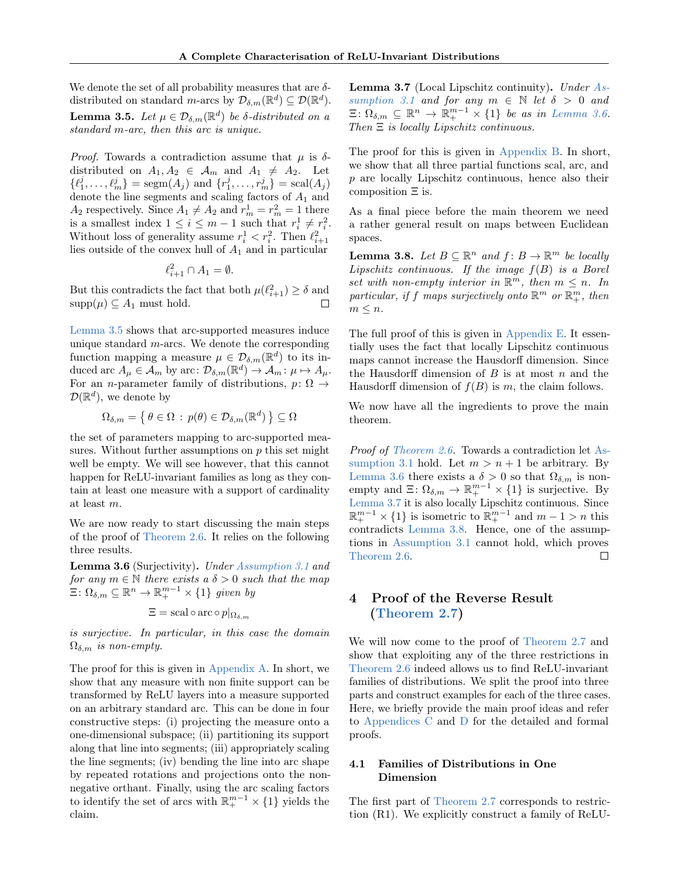We denote the set of all probability measures that are $\delta$-distributed on standard $m$-arcs by $\mathcal{D}_{\delta,m}(\mathbb{R}^d) \subseteq \mathcal{D}(\mathbb{R}^d)$.

**Lemma 3.5.** *Let $\mu \in \mathcal{D}_{\delta,m}(\mathbb{R}^d)$ be $\delta$-distributed on a standard $m$-arc, then this arc is unique.*

*Proof.* Towards a contradiction assume that $\mu$ is $\delta$-distributed on $A_1, A_2 \in \mathcal{A}_m$ and $A_1 \neq A_2$. Let $\{\ell_1^j, \dots, \ell_m^j\} = \operatorname{segm}(A_j)$ and $\{r_1^j, \dots, r_m^j\} = \operatorname{scal}(A_j)$ denote the line segments and scaling factors of $A_1$ and $A_2$ respectively. Since $A_1 \neq A_2$ and $r_m^1 = r_m^2 = 1$ there is a smallest index $1 \leq i \leq m-1$ such that $r_i^1 \neq r_i^2$. Without loss of generality assume $r_i^1 < r_i^2$. Then $\ell_{i+1}^2$ lies outside of the convex hull of $A_1$ and in particular

$$\ell_{i+1}^2 \cap A_1 = \emptyset.$$

But this contradicts the fact that both $\mu(\ell_{i+1}^2) \geq \delta$ and $\operatorname{supp}(\mu) \subseteq A_1$ must hold. □

Lemma 3.5 shows that arc-supported measures induce unique standard $m$-arcs. We denote the corresponding function mapping a measure $\mu \in \mathcal{D}_{\delta,m}(\mathbb{R}^d)$ to its induced arc $A_\mu \in \mathcal{A}_m$ by $\operatorname{arc}\colon \mathcal{D}_{\delta,m}(\mathbb{R}^d) \to \mathcal{A}_m \colon \mu \mapsto A_\mu$. For an $n$-parameter family of distributions, $p\colon \Omega \to \mathcal{D}(\mathbb{R}^d)$, we denote by

$$\Omega_{\delta,m} = \left\{ \theta \in \Omega \,:\, p(\theta) \in \mathcal{D}_{\delta,m}(\mathbb{R}^d) \right\} \subseteq \Omega$$

the set of parameters mapping to arc-supported measures. Without further assumptions on $p$ this set might well be empty. We will see however, that this cannot happen for ReLU-invariant families as long as they contain at least one measure with a support of cardinality at least $m$.

We are now ready to start discussing the main steps of the proof of Theorem 2.6. It relies on the following three results.

**Lemma 3.6** (Surjectivity)**.** *Under Assumption 3.1 and for any $m \in \mathbb{N}$ there exists a $\delta > 0$ such that the map $\Xi\colon \Omega_{\delta,m} \subseteq \mathbb{R}^n \to \mathbb{R}_+^{m-1} \times \{1\}$ given by*

$$\Xi = \operatorname{scal} \circ \operatorname{arc} \circ p|_{\Omega_{\delta,m}}$$

*is surjective. In particular, in this case the domain $\Omega_{\delta,m}$ is non-empty.*

The proof for this is given in Appendix A. In short, we show that any measure with non finite support can be transformed by ReLU layers into a measure supported on an arbitrary standard arc. This can be done in four constructive steps: (i) projecting the measure onto a one-dimensional subspace; (ii) partitioning its support along that line into segments; (iii) appropriately scaling the line segments; (iv) bending the line into arc shape by repeated rotations and projections onto the non-negative orthant. Finally, using the arc scaling factors to identify the set of arcs with $\mathbb{R}_+^{m-1} \times \{1\}$ yields the claim.

**Lemma 3.7** (Local Lipschitz continuity)**.** *Under Assumption 3.1 and for any $m \in \mathbb{N}$ let $\delta > 0$ and $\Xi\colon \Omega_{\delta,m} \subseteq \mathbb{R}^n \to \mathbb{R}_+^{m-1} \times \{1\}$ be as in Lemma 3.6. Then $\Xi$ is locally Lipschitz continuous.*

The proof for this is given in Appendix B. In short, we show that all three partial functions scal, arc, and $p$ are locally Lipschitz continuous, hence also their composition $\Xi$ is.

As a final piece before the main theorem we need a rather general result on maps between Euclidean spaces.

**Lemma 3.8.** *Let $B \subseteq \mathbb{R}^n$ and $f\colon B \to \mathbb{R}^m$ be locally Lipschitz continuous. If the image $f(B)$ is a Borel set with non-empty interior in $\mathbb{R}^m$, then $m \leq n$. In particular, if $f$ maps surjectively onto $\mathbb{R}^m$ or $\mathbb{R}_+^m$, then $m \leq n$.*

The full proof of this is given in Appendix E. It essentially uses the fact that locally Lipschitz continuous maps cannot increase the Hausdorff dimension. Since the Hausdorff dimension of $B$ is at most $n$ and the Hausdorff dimension of $f(B)$ is $m$, the claim follows.

We now have all the ingredients to prove the main theorem.

*Proof of Theorem 2.6.* Towards a contradiction let Assumption 3.1 hold. Let $m > n+1$ be arbitrary. By Lemma 3.6 there exists a $\delta > 0$ so that $\Omega_{\delta,m}$ is non-empty and $\Xi\colon \Omega_{\delta,m} \to \mathbb{R}_+^{m-1} \times \{1\}$ is surjective. By Lemma 3.7 it is also locally Lipschitz continuous. Since $\mathbb{R}_+^{m-1} \times \{1\}$ is isometric to $\mathbb{R}_+^{m-1}$ and $m-1 > n$ this contradicts Lemma 3.8. Hence, one of the assumptions in Assumption 3.1 cannot hold, which proves Theorem 2.6. □

## 4 Proof of the Reverse Result (Theorem 2.7)

We will now come to the proof of Theorem 2.7 and show that exploiting any of the three restrictions in Theorem 2.6 indeed allows us to find ReLU-invariant families of distributions. We split the proof into three parts and construct examples for each of the three cases. Here, we briefly provide the main proof ideas and refer to Appendices C and D for the detailed and formal proofs.

### 4.1 Families of Distributions in One Dimension

The first part of Theorem 2.7 corresponds to restriction (R1). We explicitly construct a family of ReLU-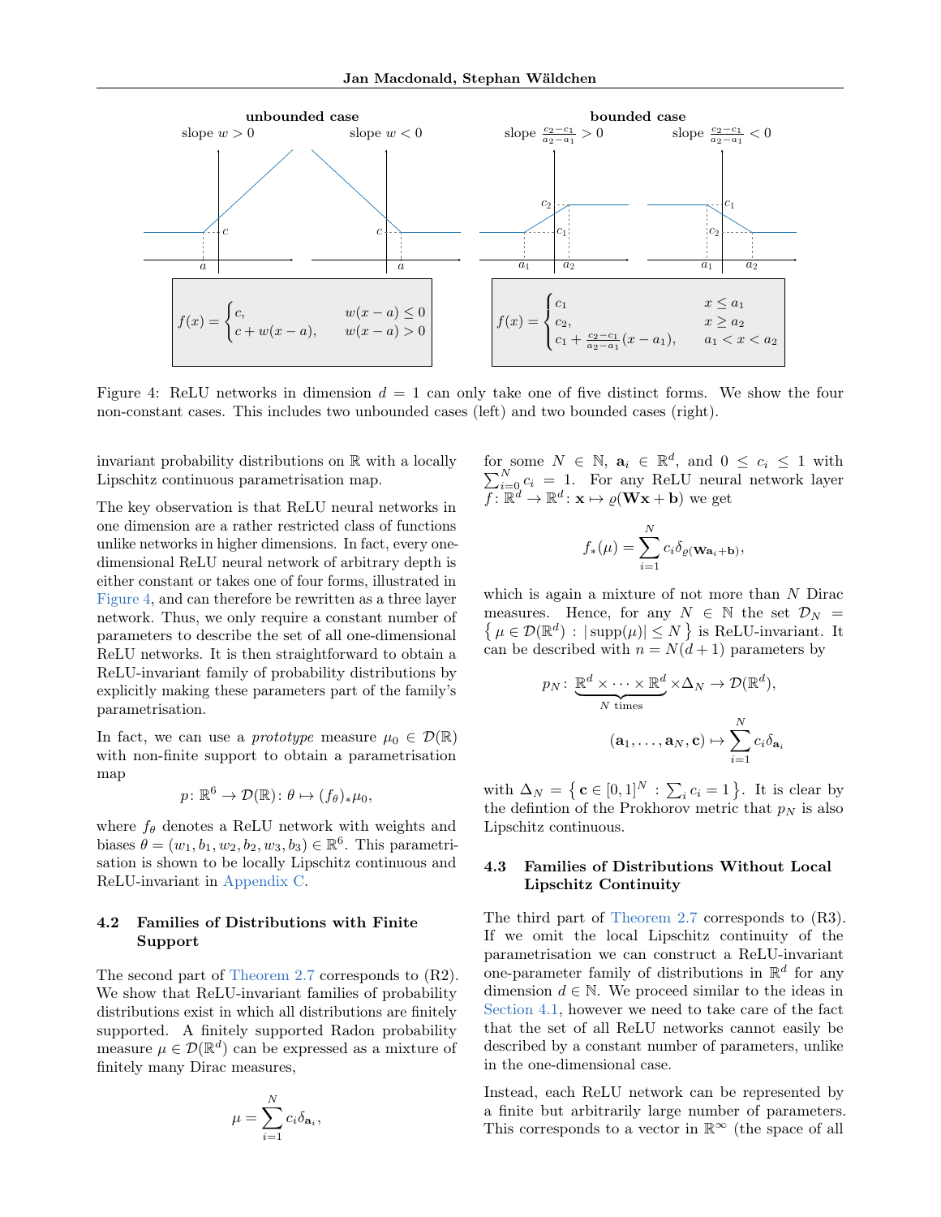**unbounded case** | **bounded case**

$$f(x) = \begin{cases} c, & w(x-a) \leq 0 \\ c + w(x-a), & w(x-a) > 0 \end{cases}$$

$$f(x) = \begin{cases} c_1 & x \leq a_1 \\ c_2, & x \geq a_2 \\ c_1 + \frac{c_2 - c_1}{a_2 - a_1}(x - a_1), & a_1 < x < a_2 \end{cases}$$

Figure 4: ReLU networks in dimension $d = 1$ can only take one of five distinct forms. We show the four non-constant cases. This includes two unbounded cases (left) and two bounded cases (right).

invariant probability distributions on $\mathbb{R}$ with a locally Lipschitz continuous parametrisation map.

The key observation is that ReLU neural networks in one dimension are a rather restricted class of functions unlike networks in higher dimensions. In fact, every one-dimensional ReLU neural network of arbitrary depth is either constant or takes one of four forms, illustrated in Figure 4, and can therefore be rewritten as a three layer network. Thus, we only require a constant number of parameters to describe the set of all one-dimensional ReLU networks. It is then straightforward to obtain a ReLU-invariant family of probability distributions by explicitly making these parameters part of the family's parametrisation.

In fact, we can use a *prototype* measure $\mu_0 \in \mathcal{D}(\mathbb{R})$ with non-finite support to obtain a parametrisation map

$$p\colon \mathbb{R}^6 \to \mathcal{D}(\mathbb{R})\colon \theta \mapsto (f_\theta)_* \mu_0,$$

where $f_\theta$ denotes a ReLU network with weights and biases $\theta = (w_1, b_1, w_2, b_2, w_3, b_3) \in \mathbb{R}^6$. This parametrisation is shown to be locally Lipschitz continuous and ReLU-invariant in Appendix C.

### 4.2 Families of Distributions with Finite Support

The second part of Theorem 2.7 corresponds to (R2). We show that ReLU-invariant families of probability distributions exist in which all distributions are finitely supported. A finitely supported Radon probability measure $\mu \in \mathcal{D}(\mathbb{R}^d)$ can be expressed as a mixture of finitely many Dirac measures,

$$\mu = \sum_{i=1}^{N} c_i \delta_{\mathbf{a}_i},$$

for some $N \in \mathbb{N}$, $\mathbf{a}_i \in \mathbb{R}^d$, and $0 \leq c_i \leq 1$ with $\sum_{i=0}^{N} c_i = 1$. For any ReLU neural network layer $f\colon \mathbb{R}^d \to \mathbb{R}^d\colon \mathbf{x} \mapsto \varrho(\mathbf{W}\mathbf{x} + \mathbf{b})$ we get

$$f_*(\mu) = \sum_{i=1}^{N} c_i \delta_{\varrho(\mathbf{W}\mathbf{a}_i + \mathbf{b})},$$

which is again a mixture of not more than $N$ Dirac measures. Hence, for any $N \in \mathbb{N}$ the set $\mathcal{D}_N = \{ \mu \in \mathcal{D}(\mathbb{R}^d) : |\operatorname{supp}(\mu)| \leq N \}$ is ReLU-invariant. It can be described with $n = N(d+1)$ parameters by

$$p_N\colon \underbrace{\mathbb{R}^d \times \cdots \times \mathbb{R}^d}_{N \text{ times}} \times \Delta_N \to \mathcal{D}(\mathbb{R}^d),$$

$$(\mathbf{a}_1, \ldots, \mathbf{a}_N, \mathbf{c}) \mapsto \sum_{i=1}^{N} c_i \delta_{\mathbf{a}_i}$$

with $\Delta_N = \{ \mathbf{c} \in [0,1]^N : \sum_i c_i = 1 \}$. It is clear by the defintion of the Prokhorov metric that $p_N$ is also Lipschitz continuous.

### 4.3 Families of Distributions Without Local Lipschitz Continuity

The third part of Theorem 2.7 corresponds to (R3). If we omit the local Lipschitz continuity of the parametrisation we can construct a ReLU-invariant one-parameter family of distributions in $\mathbb{R}^d$ for any dimension $d \in \mathbb{N}$. We proceed similar to the ideas in Section 4.1, however we need to take care of the fact that the set of all ReLU networks cannot easily be described by a constant number of parameters, unlike in the one-dimensional case.

Instead, each ReLU network can be represented by a finite but arbitrarily large number of parameters. This corresponds to a vector in $\mathbb{R}^\infty$ (the space of all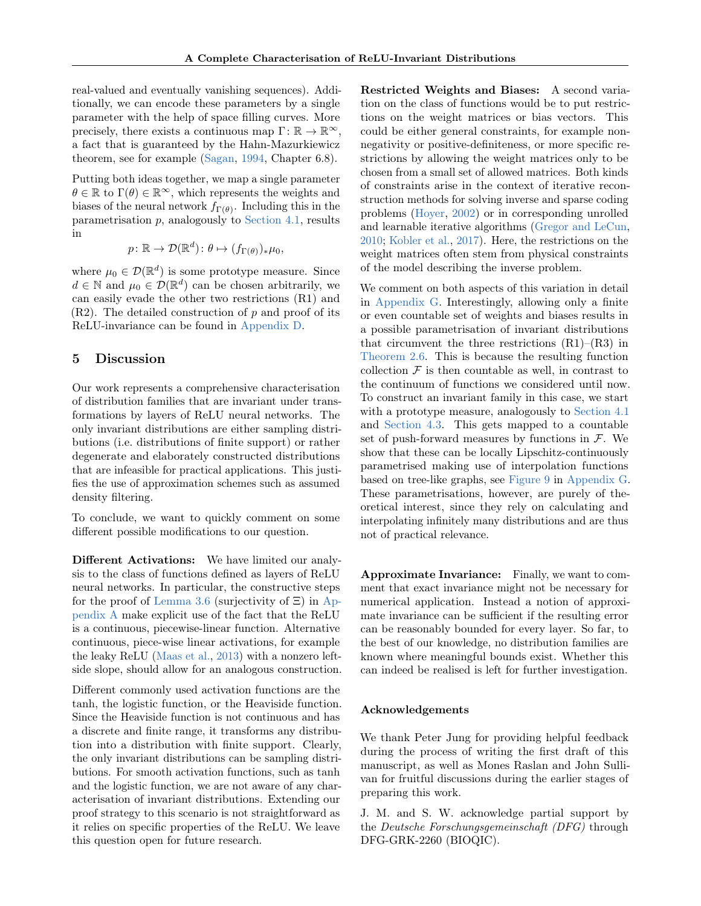real-valued and eventually vanishing sequences). Additionally, we can encode these parameters by a single parameter with the help of space filling curves. More precisely, there exists a continuous map $\Gamma\colon \mathbb{R} \to \mathbb{R}^\infty$, a fact that is guaranteed by the Hahn-Mazurkiewicz theorem, see for example (Sagan, 1994, Chapter 6.8).

Putting both ideas together, we map a single parameter $\theta \in \mathbb{R}$ to $\Gamma(\theta) \in \mathbb{R}^\infty$, which represents the weights and biases of the neural network $f_{\Gamma(\theta)}$. Including this in the parametrisation $p$, analogously to Section 4.1, results in

$$p\colon \mathbb{R} \to \mathcal{D}(\mathbb{R}^d)\colon \theta \mapsto (f_{\Gamma(\theta)})_* \mu_0,$$

where $\mu_0 \in \mathcal{D}(\mathbb{R}^d)$ is some prototype measure. Since $d \in \mathbb{N}$ and $\mu_0 \in \mathcal{D}(\mathbb{R}^d)$ can be chosen arbitrarily, we can easily evade the other two restrictions (R1) and (R2). The detailed construction of $p$ and proof of its ReLU-invariance can be found in Appendix D.

## 5 Discussion

Our work represents a comprehensive characterisation of distribution families that are invariant under transformations by layers of ReLU neural networks. The only invariant distributions are either sampling distributions (i.e. distributions of finite support) or rather degenerate and elaborately constructed distributions that are infeasible for practical applications. This justifies the use of approximation schemes such as assumed density filtering.

To conclude, we want to quickly comment on some different possible modifications to our question.

**Different Activations:** We have limited our analysis to the class of functions defined as layers of ReLU neural networks. In particular, the constructive steps for the proof of Lemma 3.6 (surjectivity of $\Xi$) in Appendix A make explicit use of the fact that the ReLU is a continuous, piecewise-linear function. Alternative continuous, piece-wise linear activations, for example the leaky ReLU (Maas et al., 2013) with a nonzero left-side slope, should allow for an analogous construction.

Different commonly used activation functions are the tanh, the logistic function, or the Heaviside function. Since the Heaviside function is not continuous and has a discrete and finite range, it transforms any distribution into a distribution with finite support. Clearly, the only invariant distributions can be sampling distributions. For smooth activation functions, such as tanh and the logistic function, we are not aware of any characterisation of invariant distributions. Extending our proof strategy to this scenario is not straightforward as it relies on specific properties of the ReLU. We leave this question open for future research.

**Restricted Weights and Biases:** A second variation on the class of functions would be to put restrictions on the weight matrices or bias vectors. This could be either general constraints, for example nonnegativity or positive-definiteness, or more specific restrictions by allowing the weight matrices only to be chosen from a small set of allowed matrices. Both kinds of constraints arise in the context of iterative reconstruction methods for solving inverse and sparse coding problems (Hoyer, 2002) or in corresponding unrolled and learnable iterative algorithms (Gregor and LeCun, 2010; Kobler et al., 2017). Here, the restrictions on the weight matrices often stem from physical constraints of the model describing the inverse problem.

We comment on both aspects of this variation in detail in Appendix G. Interestingly, allowing only a finite or even countable set of weights and biases results in a possible parametrisation of invariant distributions that circumvent the three restrictions (R1)–(R3) in Theorem 2.6. This is because the resulting function collection $\mathcal{F}$ is then countable as well, in contrast to the continuum of functions we considered until now. To construct an invariant family in this case, we start with a prototype measure, analogously to Section 4.1 and Section 4.3. This gets mapped to a countable set of push-forward measures by functions in $\mathcal{F}$. We show that these can be locally Lipschitz-continuously parametrised making use of interpolation functions based on tree-like graphs, see Figure 9 in Appendix G. These parametrisations, however, are purely of theoretical interest, since they rely on calculating and interpolating infinitely many distributions and are thus not of practical relevance.

**Approximate Invariance:** Finally, we want to comment that exact invariance might not be necessary for numerical application. Instead a notion of approximate invariance can be sufficient if the resulting error can be reasonably bounded for every layer. So far, to the best of our knowledge, no distribution families are known where meaningful bounds exist. Whether this can indeed be realised is left for further investigation.

### Acknowledgements

We thank Peter Jung for providing helpful feedback during the process of writing the first draft of this manuscript, as well as Mones Raslan and John Sullivan for fruitful discussions during the earlier stages of preparing this work.

J. M. and S. W. acknowledge partial support by the *Deutsche Forschungsgemeinschaft (DFG)* through DFG-GRK-2260 (BIOQIC).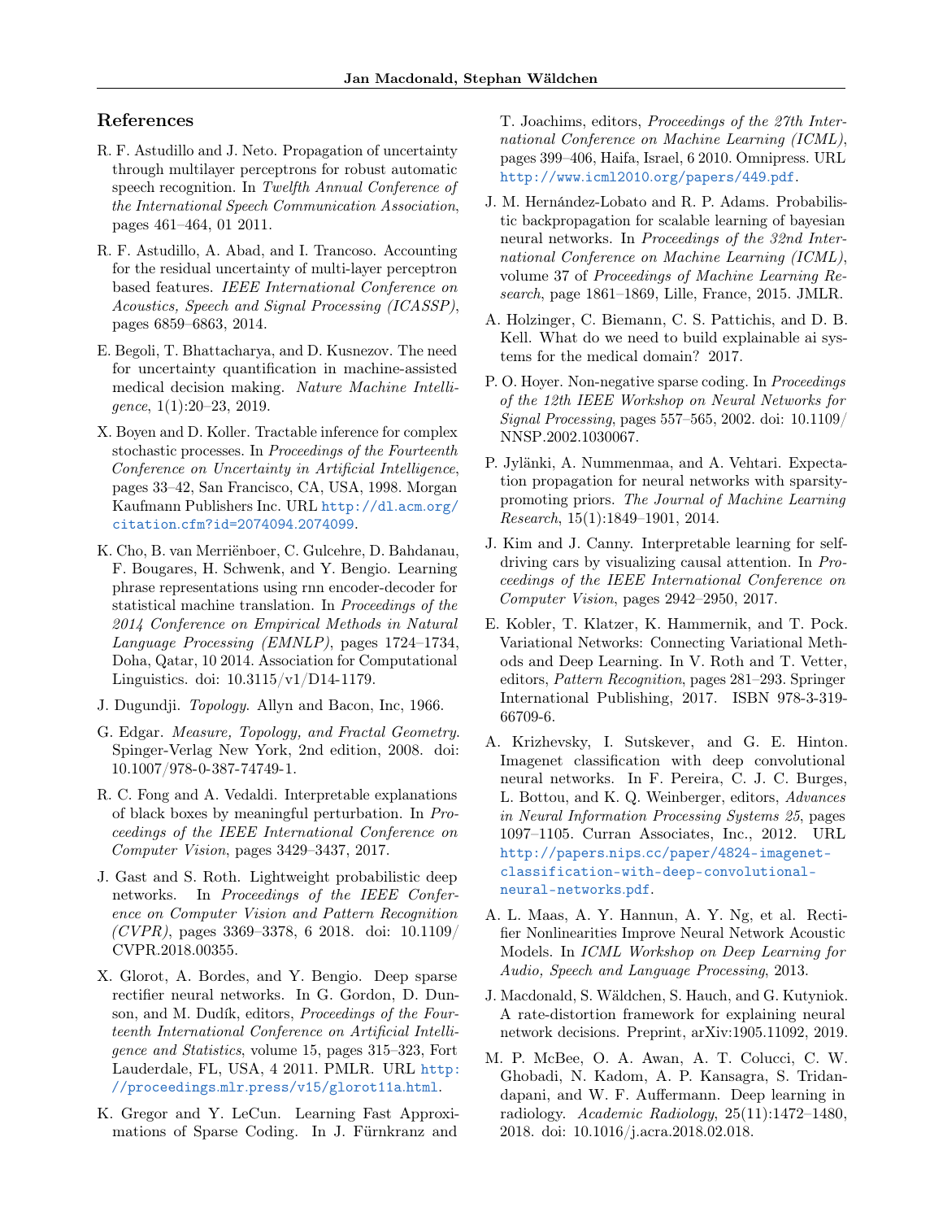## References

R. F. Astudillo and J. Neto. Propagation of uncertainty through multilayer perceptrons for robust automatic speech recognition. In *Twelfth Annual Conference of the International Speech Communication Association*, pages 461–464, 01 2011.

R. F. Astudillo, A. Abad, and I. Trancoso. Accounting for the residual uncertainty of multi-layer perceptron based features. *IEEE International Conference on Acoustics, Speech and Signal Processing (ICASSP)*, pages 6859–6863, 2014.

E. Begoli, T. Bhattacharya, and D. Kusnezov. The need for uncertainty quantification in machine-assisted medical decision making. *Nature Machine Intelligence*, 1(1):20–23, 2019.

X. Boyen and D. Koller. Tractable inference for complex stochastic processes. In *Proceedings of the Fourteenth Conference on Uncertainty in Artificial Intelligence*, pages 33–42, San Francisco, CA, USA, 1998. Morgan Kaufmann Publishers Inc. URL http://dl.acm.org/citation.cfm?id=2074094.2074099.

K. Cho, B. van Merriënboer, C. Gulcehre, D. Bahdanau, F. Bougares, H. Schwenk, and Y. Bengio. Learning phrase representations using rnn encoder-decoder for statistical machine translation. In *Proceedings of the 2014 Conference on Empirical Methods in Natural Language Processing (EMNLP)*, pages 1724–1734, Doha, Qatar, 10 2014. Association for Computational Linguistics. doi: 10.3115/v1/D14-1179.

J. Dugundji. *Topology*. Allyn and Bacon, Inc, 1966.

G. Edgar. *Measure, Topology, and Fractal Geometry*. Spinger-Verlag New York, 2nd edition, 2008. doi: 10.1007/978-0-387-74749-1.

R. C. Fong and A. Vedaldi. Interpretable explanations of black boxes by meaningful perturbation. In *Proceedings of the IEEE International Conference on Computer Vision*, pages 3429–3437, 2017.

J. Gast and S. Roth. Lightweight probabilistic deep networks. In *Proceedings of the IEEE Conference on Computer Vision and Pattern Recognition (CVPR)*, pages 3369–3378, 6 2018. doi: 10.1109/CVPR.2018.00355.

X. Glorot, A. Bordes, and Y. Bengio. Deep sparse rectifier neural networks. In G. Gordon, D. Dunson, and M. Dudík, editors, *Proceedings of the Fourteenth International Conference on Artificial Intelligence and Statistics*, volume 15, pages 315–323, Fort Lauderdale, FL, USA, 4 2011. PMLR. URL http://proceedings.mlr.press/v15/glorot11a.html.

K. Gregor and Y. LeCun. Learning Fast Approximations of Sparse Coding. In J. Fürnkranz and T. Joachims, editors, *Proceedings of the 27th International Conference on Machine Learning (ICML)*, pages 399–406, Haifa, Israel, 6 2010. Omnipress. URL http://www.icml2010.org/papers/449.pdf.

J. M. Hernández-Lobato and R. P. Adams. Probabilistic backpropagation for scalable learning of bayesian neural networks. In *Proceedings of the 32nd International Conference on Machine Learning (ICML)*, volume 37 of *Proceedings of Machine Learning Research*, page 1861–1869, Lille, France, 2015. JMLR.

A. Holzinger, C. Biemann, C. S. Pattichis, and D. B. Kell. What do we need to build explainable ai systems for the medical domain? 2017.

P. O. Hoyer. Non-negative sparse coding. In *Proceedings of the 12th IEEE Workshop on Neural Networks for Signal Processing*, pages 557–565, 2002. doi: 10.1109/NNSP.2002.1030067.

P. Jylänki, A. Nummenmaa, and A. Vehtari. Expectation propagation for neural networks with sparsity-promoting priors. *The Journal of Machine Learning Research*, 15(1):1849–1901, 2014.

J. Kim and J. Canny. Interpretable learning for self-driving cars by visualizing causal attention. In *Proceedings of the IEEE International Conference on Computer Vision*, pages 2942–2950, 2017.

E. Kobler, T. Klatzer, K. Hammernik, and T. Pock. Variational Networks: Connecting Variational Methods and Deep Learning. In V. Roth and T. Vetter, editors, *Pattern Recognition*, pages 281–293. Springer International Publishing, 2017. ISBN 978-3-319-66709-6.

A. Krizhevsky, I. Sutskever, and G. E. Hinton. Imagenet classification with deep convolutional neural networks. In F. Pereira, C. J. C. Burges, L. Bottou, and K. Q. Weinberger, editors, *Advances in Neural Information Processing Systems 25*, pages 1097–1105. Curran Associates, Inc., 2012. URL http://papers.nips.cc/paper/4824-imagenet-classification-with-deep-convolutional-neural-networks.pdf.

A. L. Maas, A. Y. Hannun, A. Y. Ng, et al. Rectifier Nonlinearities Improve Neural Network Acoustic Models. In *ICML Workshop on Deep Learning for Audio, Speech and Language Processing*, 2013.

J. Macdonald, S. Wäldchen, S. Hauch, and G. Kutyniok. A rate-distortion framework for explaining neural network decisions. Preprint, arXiv:1905.11092, 2019.

M. P. McBee, O. A. Awan, A. T. Colucci, C. W. Ghobadi, N. Kadom, A. P. Kansagra, S. Tridandapani, and W. F. Auffermann. Deep learning in radiology. *Academic Radiology*, 25(11):1472–1480, 2018. doi: 10.1016/j.acra.2018.02.018.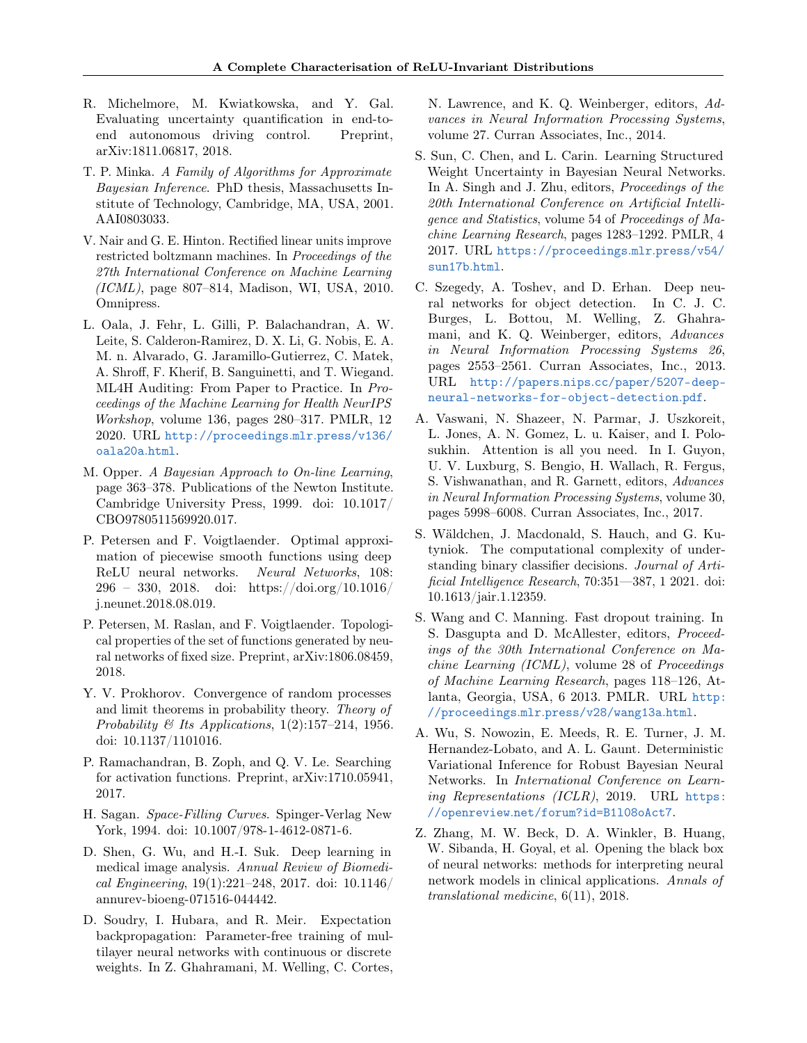R. Michelmore, M. Kwiatkowska, and Y. Gal. Evaluating uncertainty quantification in end-to-end autonomous driving control. Preprint, arXiv:1811.06817, 2018.

T. P. Minka. *A Family of Algorithms for Approximate Bayesian Inference*. PhD thesis, Massachusetts Institute of Technology, Cambridge, MA, USA, 2001. AAI0803033.

V. Nair and G. E. Hinton. Rectified linear units improve restricted boltzmann machines. In *Proceedings of the 27th International Conference on Machine Learning (ICML)*, page 807–814, Madison, WI, USA, 2010. Omnipress.

L. Oala, J. Fehr, L. Gilli, P. Balachandran, A. W. Leite, S. Calderon-Ramirez, D. X. Li, G. Nobis, E. A. M. n. Alvarado, G. Jaramillo-Gutierrez, C. Matek, A. Shroff, F. Kherif, B. Sanguinetti, and T. Wiegand. ML4H Auditing: From Paper to Practice. In *Proceedings of the Machine Learning for Health NeurIPS Workshop*, volume 136, pages 280–317. PMLR, 12 2020. URL http://proceedings.mlr.press/v136/oala20a.html.

M. Opper. *A Bayesian Approach to On-line Learning*, page 363–378. Publications of the Newton Institute. Cambridge University Press, 1999. doi: 10.1017/CBO9780511569920.017.

P. Petersen and F. Voigtlaender. Optimal approximation of piecewise smooth functions using deep ReLU neural networks. *Neural Networks*, 108: 296 – 330, 2018. doi: https://doi.org/10.1016/j.neunet.2018.08.019.

P. Petersen, M. Raslan, and F. Voigtlaender. Topological properties of the set of functions generated by neural networks of fixed size. Preprint, arXiv:1806.08459, 2018.

Y. V. Prokhorov. Convergence of random processes and limit theorems in probability theory. *Theory of Probability & Its Applications*, 1(2):157–214, 1956. doi: 10.1137/1101016.

P. Ramachandran, B. Zoph, and Q. V. Le. Searching for activation functions. Preprint, arXiv:1710.05941, 2017.

H. Sagan. *Space-Filling Curves*. Spinger-Verlag New York, 1994. doi: 10.1007/978-1-4612-0871-6.

D. Shen, G. Wu, and H.-I. Suk. Deep learning in medical image analysis. *Annual Review of Biomedical Engineering*, 19(1):221–248, 2017. doi: 10.1146/annurev-bioeng-071516-044442.

D. Soudry, I. Hubara, and R. Meir. Expectation backpropagation: Parameter-free training of multilayer neural networks with continuous or discrete weights. In Z. Ghahramani, M. Welling, C. Cortes, N. Lawrence, and K. Q. Weinberger, editors, *Advances in Neural Information Processing Systems*, volume 27. Curran Associates, Inc., 2014.

S. Sun, C. Chen, and L. Carin. Learning Structured Weight Uncertainty in Bayesian Neural Networks. In A. Singh and J. Zhu, editors, *Proceedings of the 20th International Conference on Artificial Intelligence and Statistics*, volume 54 of *Proceedings of Machine Learning Research*, pages 1283–1292. PMLR, 4 2017. URL https://proceedings.mlr.press/v54/sun17b.html.

C. Szegedy, A. Toshev, and D. Erhan. Deep neural networks for object detection. In C. J. C. Burges, L. Bottou, M. Welling, Z. Ghahramani, and K. Q. Weinberger, editors, *Advances in Neural Information Processing Systems 26*, pages 2553–2561. Curran Associates, Inc., 2013. URL http://papers.nips.cc/paper/5207-deep-neural-networks-for-object-detection.pdf.

A. Vaswani, N. Shazeer, N. Parmar, J. Uszkoreit, L. Jones, A. N. Gomez, L. u. Kaiser, and I. Polosukhin. Attention is all you need. In I. Guyon, U. V. Luxburg, S. Bengio, H. Wallach, R. Fergus, S. Vishwanathan, and R. Garnett, editors, *Advances in Neural Information Processing Systems*, volume 30, pages 5998–6008. Curran Associates, Inc., 2017.

S. Wäldchen, J. Macdonald, S. Hauch, and G. Kutyniok. The computational complexity of understanding binary classifier decisions. *Journal of Artificial Intelligence Research*, 70:351—387, 1 2021. doi: 10.1613/jair.1.12359.

S. Wang and C. Manning. Fast dropout training. In S. Dasgupta and D. McAllester, editors, *Proceedings of the 30th International Conference on Machine Learning (ICML)*, volume 28 of *Proceedings of Machine Learning Research*, pages 118–126, Atlanta, Georgia, USA, 6 2013. PMLR. URL http://proceedings.mlr.press/v28/wang13a.html.

A. Wu, S. Nowozin, E. Meeds, R. E. Turner, J. M. Hernandez-Lobato, and A. L. Gaunt. Deterministic Variational Inference for Robust Bayesian Neural Networks. In *International Conference on Learning Representations (ICLR)*, 2019. URL https://openreview.net/forum?id=B1l08oAct7.

Z. Zhang, M. W. Beck, D. A. Winkler, B. Huang, W. Sibanda, H. Goyal, et al. Opening the black box of neural networks: methods for interpreting neural network models in clinical applications. *Annals of translational medicine*, 6(11), 2018.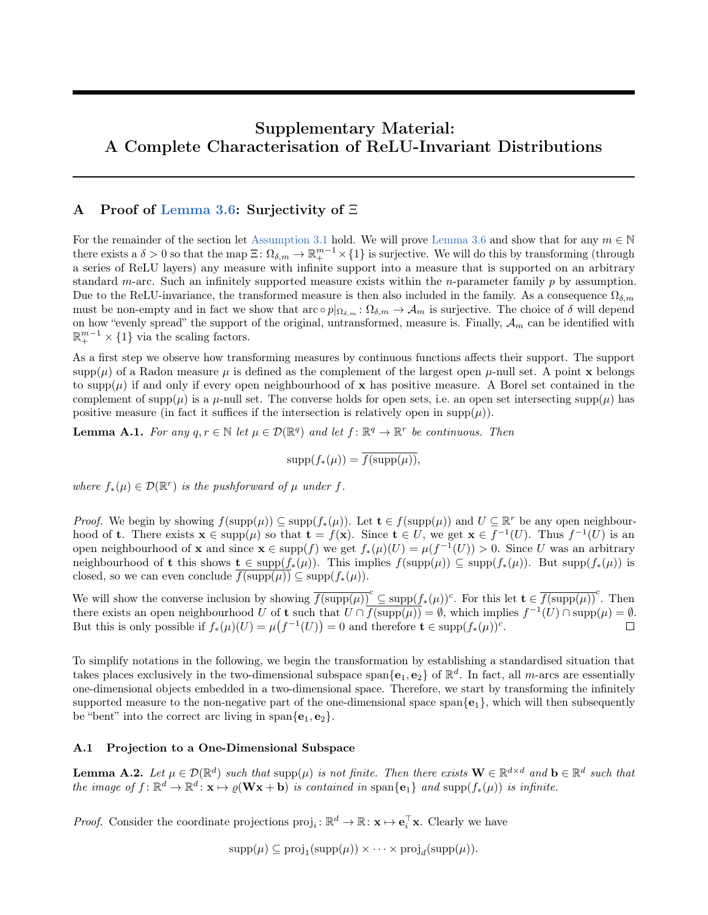# Supplementary Material:
# A Complete Characterisation of ReLU-Invariant Distributions

## A Proof of Lemma 3.6: Surjectivity of $\Xi$

For the remainder of the section let Assumption 3.1 hold. We will prove Lemma 3.6 and show that for any $m \in \mathbb{N}$ there exists a $\delta > 0$ so that the map $\Xi\colon \Omega_{\delta,m} \to \mathbb{R}_+^{m-1} \times \{1\}$ is surjective. We will do this by transforming (through a series of ReLU layers) any measure with infinite support into a measure that is supported on an arbitrary standard $m$-arc. Such an infinitely supported measure exists within the $n$-parameter family $p$ by assumption. Due to the ReLU-invariance, the transformed measure is then also included in the family. As a consequence $\Omega_{\delta,m}$ must be non-empty and in fact we show that $\operatorname{arc} \circ p|_{\Omega_{\delta,m}}\colon \Omega_{\delta,m} \to \mathcal{A}_m$ is surjective. The choice of $\delta$ will depend on how "evenly spread" the support of the original, untransformed, measure is. Finally, $\mathcal{A}_m$ can be identified with $\mathbb{R}_+^{m-1} \times \{1\}$ via the scaling factors.

As a first step we observe how transforming measures by continuous functions affects their support. The support $\operatorname{supp}(\mu)$ of a Radon measure $\mu$ is defined as the complement of the largest open $\mu$-null set. A point $\mathbf{x}$ belongs to $\operatorname{supp}(\mu)$ if and only if every open neighbourhood of $\mathbf{x}$ has positive measure. A Borel set contained in the complement of $\operatorname{supp}(\mu)$ is a $\mu$-null set. The converse holds for open sets, i.e. an open set intersecting $\operatorname{supp}(\mu)$ has positive measure (in fact it suffices if the intersection is relatively open in $\operatorname{supp}(\mu)$).

**Lemma A.1.** *For any $q, r \in \mathbb{N}$ let $\mu \in \mathcal{D}(\mathbb{R}^q)$ and let $f\colon \mathbb{R}^q \to \mathbb{R}^r$ be continuous. Then*

$$\operatorname{supp}(f_*(\mu)) = \overline{f(\operatorname{supp}(\mu))},$$

*where $f_*(\mu) \in \mathcal{D}(\mathbb{R}^r)$ is the pushforward of $\mu$ under $f$.*

*Proof.* We begin by showing $f(\operatorname{supp}(\mu)) \subseteq \operatorname{supp}(f_*(\mu))$. Let $\mathbf{t} \in f(\operatorname{supp}(\mu))$ and $U \subseteq \mathbb{R}^r$ be any open neighbourhood of $\mathbf{t}$. There exists $\mathbf{x} \in \operatorname{supp}(\mu)$ so that $\mathbf{t} = f(\mathbf{x})$. Since $\mathbf{t} \in U$, we get $\mathbf{x} \in f^{-1}(U)$. Thus $f^{-1}(U)$ is an open neighbourhood of $\mathbf{x}$ and since $\mathbf{x} \in \operatorname{supp}(f)$ we get $f_*(\mu)(U) = \mu(f^{-1}(U)) > 0$. Since $U$ was an arbitrary neighbourhood of $\mathbf{t}$ this shows $\mathbf{t} \in \operatorname{supp}(f_*(\mu))$. This implies $f(\operatorname{supp}(\mu)) \subseteq \operatorname{supp}(f_*(\mu))$. But $\operatorname{supp}(f_*(\mu))$ is closed, so we can even conclude $\overline{f(\operatorname{supp}(\mu))} \subseteq \operatorname{supp}(f_*(\mu))$.

We will show the converse inclusion by showing $\overline{f(\operatorname{supp}(\mu))}^c \subseteq \operatorname{supp}(f_*(\mu))^c$. For this let $\mathbf{t} \in \overline{f(\operatorname{supp}(\mu))}^c$. Then there exists an open neighbourhood $U$ of $\mathbf{t}$ such that $U \cap \overline{f(\operatorname{supp}(\mu))} = \emptyset$, which implies $f^{-1}(U) \cap \operatorname{supp}(\mu) = \emptyset$. But this is only possible if $f_*(\mu)(U) = \mu\big(f^{-1}(U)\big) = 0$ and therefore $\mathbf{t} \in \operatorname{supp}(f_*(\mu))^c$. $\square$

To simplify notations in the following, we begin the transformation by establishing a standardised situation that takes places exclusively in the two-dimensional subspace $\operatorname{span}\{\mathbf{e}_1, \mathbf{e}_2\}$ of $\mathbb{R}^d$. In fact, all $m$-arcs are essentially one-dimensional objects embedded in a two-dimensional space. Therefore, we start by transforming the infinitely supported measure to the non-negative part of the one-dimensional space $\operatorname{span}\{\mathbf{e}_1\}$, which will then subsequently be "bent" into the correct arc living in $\operatorname{span}\{\mathbf{e}_1, \mathbf{e}_2\}$.

### A.1 Projection to a One-Dimensional Subspace

**Lemma A.2.** *Let $\mu \in \mathcal{D}(\mathbb{R}^d)$ such that $\operatorname{supp}(\mu)$ is not finite. Then there exists $\mathbf{W} \in \mathbb{R}^{d \times d}$ and $\mathbf{b} \in \mathbb{R}^d$ such that the image of $f\colon \mathbb{R}^d \to \mathbb{R}^d\colon \mathbf{x} \mapsto \varrho(\mathbf{W}\mathbf{x} + \mathbf{b})$ is contained in $\operatorname{span}\{\mathbf{e}_1\}$ and $\operatorname{supp}(f_*(\mu))$ is infinite.*

*Proof.* Consider the coordinate projections $\operatorname{proj}_i\colon \mathbb{R}^d \to \mathbb{R}\colon \mathbf{x} \mapsto \mathbf{e}_i^\top \mathbf{x}$. Clearly we have

$$\operatorname{supp}(\mu) \subseteq \operatorname{proj}_1(\operatorname{supp}(\mu)) \times \cdots \times \operatorname{proj}_d(\operatorname{supp}(\mu)).$$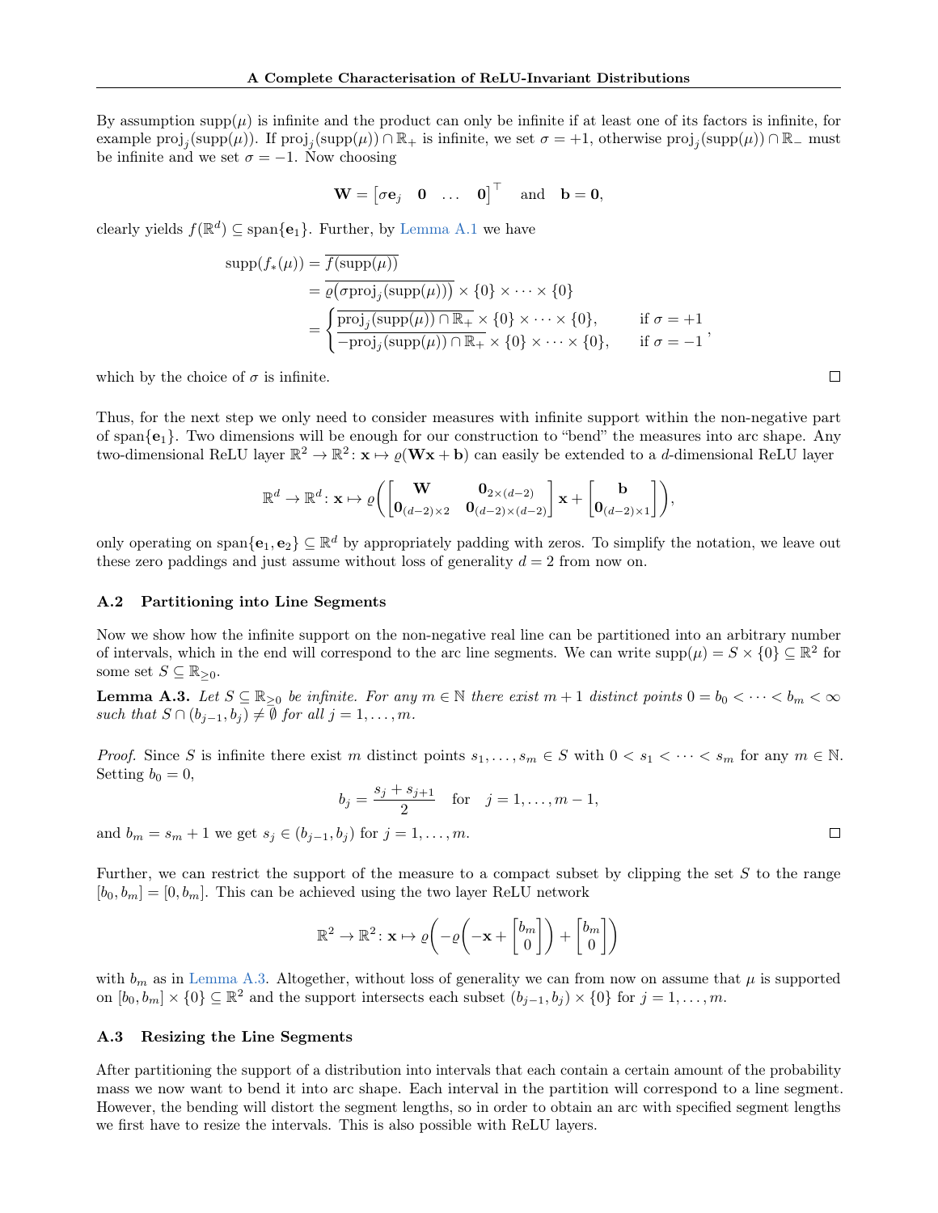By assumption $\operatorname{supp}(\mu)$ is infinite and the product can only be infinite if at least one of its factors is infinite, for example $\operatorname{proj}_j(\operatorname{supp}(\mu))$. If $\operatorname{proj}_j(\operatorname{supp}(\mu)) \cap \mathbb{R}_+$ is infinite, we set $\sigma = +1$, otherwise $\operatorname{proj}_j(\operatorname{supp}(\mu)) \cap \mathbb{R}_-$ must be infinite and we set $\sigma = -1$. Now choosing

$$\mathbf{W} = \begin{bmatrix} \sigma \mathbf{e}_j & \mathbf{0} & \dots & \mathbf{0} \end{bmatrix}^\top \quad \text{and} \quad \mathbf{b} = \mathbf{0},$$

clearly yields $f(\mathbb{R}^d) \subseteq \operatorname{span}\{\mathbf{e}_1\}$. Further, by Lemma A.1 we have

$$\begin{aligned}
\operatorname{supp}(f_*(\mu)) &= \overline{f(\operatorname{supp}(\mu))} \\
&= \overline{\varrho(\sigma \operatorname{proj}_j(\operatorname{supp}(\mu)))} \times \{0\} \times \cdots \times \{0\} \\
&= \begin{cases} \overline{\operatorname{proj}_j(\operatorname{supp}(\mu)) \cap \mathbb{R}_+} \times \{0\} \times \cdots \times \{0\}, & \text{if } \sigma = +1 \\ \overline{-\operatorname{proj}_j(\operatorname{supp}(\mu)) \cap \mathbb{R}_+} \times \{0\} \times \cdots \times \{0\}, & \text{if } \sigma = -1 \end{cases},
\end{aligned}$$

which by the choice of $\sigma$ is infinite. □

Thus, for the next step we only need to consider measures with infinite support within the non-negative part of $\operatorname{span}\{\mathbf{e}_1\}$. Two dimensions will be enough for our construction to "bend" the measures into arc shape. Any two-dimensional ReLU layer $\mathbb{R}^2 \to \mathbb{R}^2 \colon \mathbf{x} \mapsto \varrho(\mathbf{W}\mathbf{x} + \mathbf{b})$ can easily be extended to a $d$-dimensional ReLU layer

$$\mathbb{R}^d \to \mathbb{R}^d \colon \mathbf{x} \mapsto \varrho\left( \begin{bmatrix} \mathbf{W} & \mathbf{0}_{2\times(d-2)} \\ \mathbf{0}_{(d-2)\times 2} & \mathbf{0}_{(d-2)\times(d-2)} \end{bmatrix} \mathbf{x} + \begin{bmatrix} \mathbf{b} \\ \mathbf{0}_{(d-2)\times 1} \end{bmatrix} \right),$$

only operating on $\operatorname{span}\{\mathbf{e}_1, \mathbf{e}_2\} \subseteq \mathbb{R}^d$ by appropriately padding with zeros. To simplify the notation, we leave out these zero paddings and just assume without loss of generality $d = 2$ from now on.

### A.2 Partitioning into Line Segments

Now we show how the infinite support on the non-negative real line can be partitioned into an arbitrary number of intervals, which in the end will correspond to the arc line segments. We can write $\operatorname{supp}(\mu) = S \times \{0\} \subseteq \mathbb{R}^2$ for some set $S \subseteq \mathbb{R}_{\geq 0}$.

**Lemma A.3.** *Let $S \subseteq \mathbb{R}_{\geq 0}$ be infinite. For any $m \in \mathbb{N}$ there exist $m+1$ distinct points $0 = b_0 < \cdots < b_m < \infty$ such that $S \cap (b_{j-1}, b_j) \neq \emptyset$ for all $j = 1, \dots, m$.*

*Proof.* Since $S$ is infinite there exist $m$ distinct points $s_1, \dots, s_m \in S$ with $0 < s_1 < \cdots < s_m$ for any $m \in \mathbb{N}$. Setting $b_0 = 0$,

$$b_j = \frac{s_j + s_{j+1}}{2} \quad \text{for} \quad j = 1, \dots, m-1,$$

and $b_m = s_m + 1$ we get $s_j \in (b_{j-1}, b_j)$ for $j = 1, \dots, m$. □

Further, we can restrict the support of the measure to a compact subset by clipping the set $S$ to the range $[b_0, b_m] = [0, b_m]$. This can be achieved using the two layer ReLU network

$$\mathbb{R}^2 \to \mathbb{R}^2 \colon \mathbf{x} \mapsto \varrho\left( -\varrho\left( -\mathbf{x} + \begin{bmatrix} b_m \\ 0 \end{bmatrix} \right) + \begin{bmatrix} b_m \\ 0 \end{bmatrix} \right)$$

with $b_m$ as in Lemma A.3. Altogether, without loss of generality we can from now on assume that $\mu$ is supported on $[b_0, b_m] \times \{0\} \subseteq \mathbb{R}^2$ and the support intersects each subset $(b_{j-1}, b_j) \times \{0\}$ for $j = 1, \dots, m$.

### A.3 Resizing the Line Segments

After partitioning the support of a distribution into intervals that each contain a certain amount of the probability mass we now want to bend it into arc shape. Each interval in the partition will correspond to a line segment. However, the bending will distort the segment lengths, so in order to obtain an arc with specified segment lengths we first have to resize the intervals. This is also possible with ReLU layers.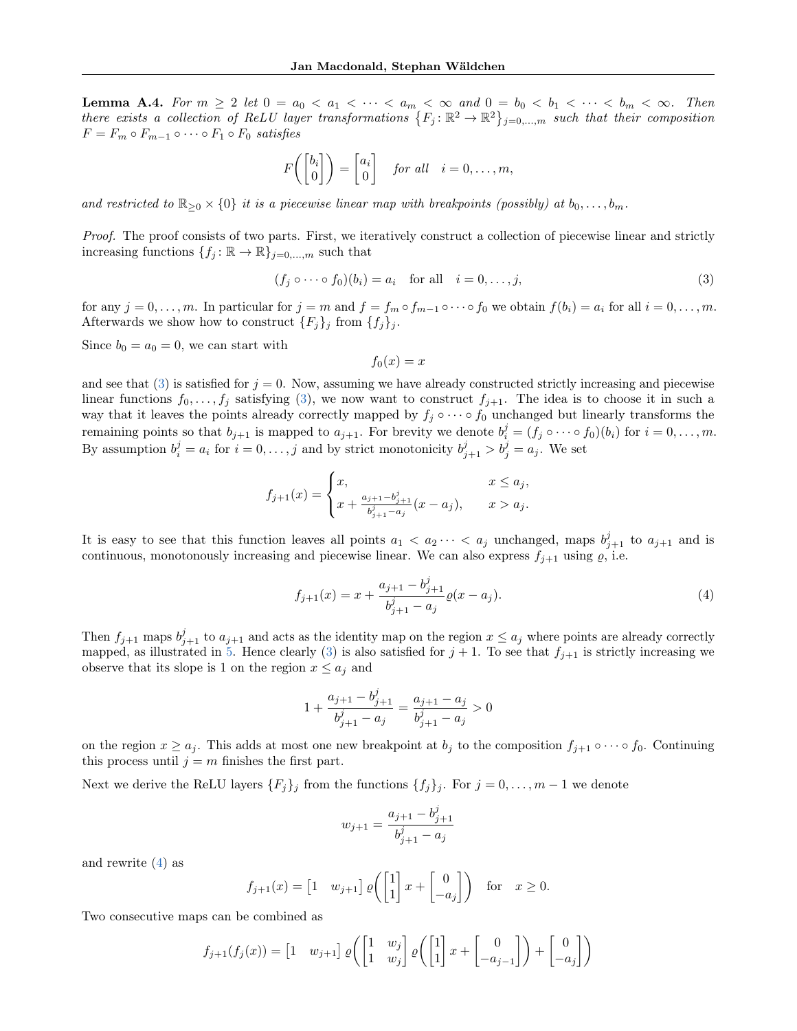**Lemma A.4.** *For $m \geq 2$ let $0 = a_0 < a_1 < \cdots < a_m < \infty$ and $0 = b_0 < b_1 < \cdots < b_m < \infty$. Then there exists a collection of ReLU layer transformations $\{F_j \colon \mathbb{R}^2 \to \mathbb{R}^2\}_{j=0,\ldots,m}$ such that their composition $F = F_m \circ F_{m-1} \circ \cdots \circ F_1 \circ F_0$ satisfies*

$$F\left(\begin{bmatrix} b_i \\ 0 \end{bmatrix}\right) = \begin{bmatrix} a_i \\ 0 \end{bmatrix} \quad \text{for all} \quad i = 0, \ldots, m,$$

*and restricted to $\mathbb{R}_{\geq 0} \times \{0\}$ it is a piecewise linear map with breakpoints (possibly) at $b_0, \ldots, b_m$.*

*Proof.* The proof consists of two parts. First, we iteratively construct a collection of piecewise linear and strictly increasing functions $\{f_j \colon \mathbb{R} \to \mathbb{R}\}_{j=0,\ldots,m}$ such that

$$(f_j \circ \cdots \circ f_0)(b_i) = a_i \quad \text{for all} \quad i = 0, \ldots, j, \tag{3}$$

for any $j = 0, \ldots, m$. In particular for $j = m$ and $f = f_m \circ f_{m-1} \circ \cdots \circ f_0$ we obtain $f(b_i) = a_i$ for all $i = 0, \ldots, m$. Afterwards we show how to construct $\{F_j\}_j$ from $\{f_j\}_j$.

Since $b_0 = a_0 = 0$, we can start with

$$f_0(x) = x$$

and see that (3) is satisfied for $j = 0$. Now, assuming we have already constructed strictly increasing and piecewise linear functions $f_0, \ldots, f_j$ satisfying (3), we now want to construct $f_{j+1}$. The idea is to choose it in such a way that it leaves the points already correctly mapped by $f_j \circ \cdots \circ f_0$ unchanged but linearly transforms the remaining points so that $b_{j+1}$ is mapped to $a_{j+1}$. For brevity we denote $b_i^j = (f_j \circ \cdots \circ f_0)(b_i)$ for $i = 0, \ldots, m$. By assumption $b_i^j = a_i$ for $i = 0, \ldots, j$ and by strict monotonicity $b_{j+1}^j > b_j^j = a_j$. We set

$$f_{j+1}(x) = \begin{cases} x, & x \leq a_j, \\ x + \frac{a_{j+1} - b_{j+1}^j}{b_{j+1}^j - a_j}(x - a_j), & x > a_j. \end{cases}$$

It is easy to see that this function leaves all points $a_1 < a_2 \cdots < a_j$ unchanged, maps $b_{j+1}^j$ to $a_{j+1}$ and is continuous, monotonously increasing and piecewise linear. We can also express $f_{j+1}$ using $\varrho$, i.e.

$$f_{j+1}(x) = x + \frac{a_{j+1} - b_{j+1}^j}{b_{j+1}^j - a_j} \varrho(x - a_j). \tag{4}$$

Then $f_{j+1}$ maps $b_{j+1}^j$ to $a_{j+1}$ and acts as the identity map on the region $x \leq a_j$ where points are already correctly mapped, as illustrated in 5. Hence clearly (3) is also satisfied for $j + 1$. To see that $f_{j+1}$ is strictly increasing we observe that its slope is 1 on the region $x \leq a_j$ and

$$1 + \frac{a_{j+1} - b_{j+1}^j}{b_{j+1}^j - a_j} = \frac{a_{j+1} - a_j}{b_{j+1}^j - a_j} > 0$$

on the region $x \geq a_j$. This adds at most one new breakpoint at $b_j$ to the composition $f_{j+1} \circ \cdots \circ f_0$. Continuing this process until $j = m$ finishes the first part.

Next we derive the ReLU layers $\{F_j\}_j$ from the functions $\{f_j\}_j$. For $j = 0, \ldots, m-1$ we denote

$$w_{j+1} = \frac{a_{j+1} - b_{j+1}^j}{b_{j+1}^j - a_j}$$

and rewrite (4) as

$$f_{j+1}(x) = \begin{bmatrix} 1 & w_{j+1} \end{bmatrix} \varrho\left(\begin{bmatrix} 1 \\ 1 \end{bmatrix} x + \begin{bmatrix} 0 \\ -a_j \end{bmatrix}\right) \quad \text{for} \quad x \geq 0.$$

Two consecutive maps can be combined as

$$f_{j+1}(f_j(x)) = \begin{bmatrix} 1 & w_{j+1} \end{bmatrix} \varrho\left(\begin{bmatrix} 1 & w_j \\ 1 & w_j \end{bmatrix} \varrho\left(\begin{bmatrix} 1 \\ 1 \end{bmatrix} x + \begin{bmatrix} 0 \\ -a_{j-1} \end{bmatrix}\right) + \begin{bmatrix} 0 \\ -a_j \end{bmatrix}\right)$$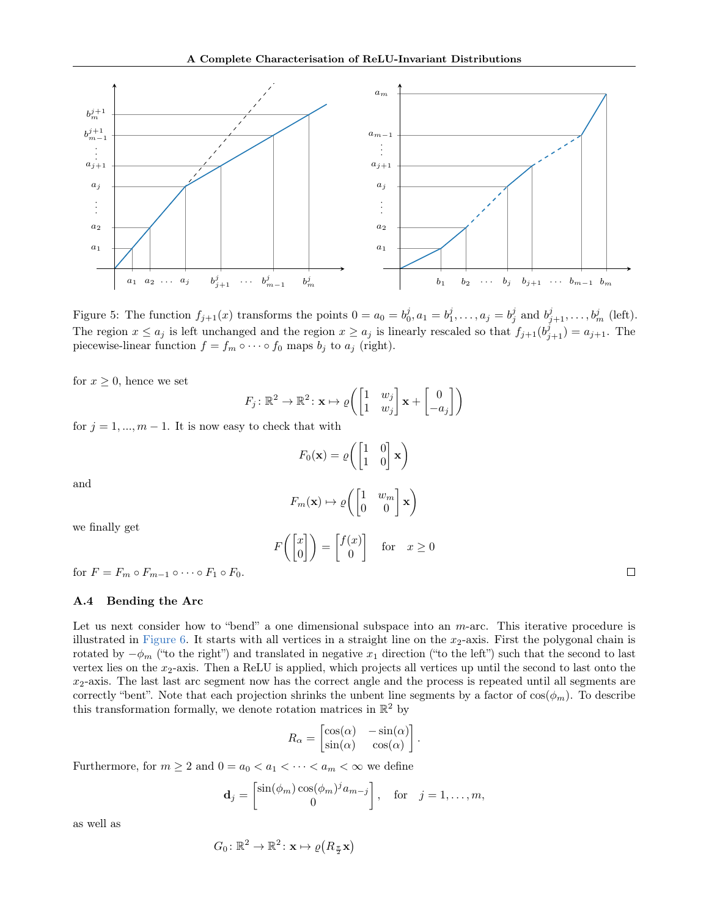$b_m^{j+1}$

$b_{m-1}^{j+1}$

$a_{j+1}$

$a_j$

$a_2$

$a_1$

$a_1$ $a_2$ $\cdots$ $a_j$ $b_{j+1}^j$ $\cdots$ $b_{m-1}^j$ $b_m^j$

$a_m$

$a_{m-1}$

$a_{j+1}$

$a_j$

$a_2$

$a_1$

$b_1$ $b_2$ $\cdots$ $b_j$ $b_{j+1}$ $\cdots$ $b_{m-1}$ $b_m$

Figure 5: The function $f_{j+1}(x)$ transforms the points $0 = a_0 = b_0^j, a_1 = b_1^j, \ldots, a_j = b_j^j$ and $b_{j+1}^j, \ldots, b_m^j$ (left). The region $x \le a_j$ is left unchanged and the region $x \ge a_j$ is linearly rescaled so that $f_{j+1}(b_{j+1}^j) = a_{j+1}$. The piecewise-linear function $f = f_m \circ \cdots \circ f_0$ maps $b_j$ to $a_j$ (right).

for $x \ge 0$, hence we set

$$F_j \colon \mathbb{R}^2 \to \mathbb{R}^2 \colon \mathbf{x} \mapsto \varrho\left(\begin{bmatrix} 1 & w_j \\ 1 & w_j \end{bmatrix} \mathbf{x} + \begin{bmatrix} 0 \\ -a_j \end{bmatrix}\right)$$

for $j = 1, ..., m-1$. It is now easy to check that with

$$F_0(\mathbf{x}) = \varrho\left(\begin{bmatrix} 1 & 0 \\ 1 & 0 \end{bmatrix} \mathbf{x}\right)$$

and

$$F_m(\mathbf{x}) \mapsto \varrho\left(\begin{bmatrix} 1 & w_m \\ 0 & 0 \end{bmatrix} \mathbf{x}\right)$$

we finally get

$$F\left(\begin{bmatrix} x \\ 0 \end{bmatrix}\right) = \begin{bmatrix} f(x) \\ 0 \end{bmatrix} \quad \text{for} \quad x \ge 0$$

for $F = F_m \circ F_{m-1} \circ \cdots \circ F_1 \circ F_0$. □

### A.4 Bending the Arc

Let us next consider how to "bend" a one dimensional subspace into an $m$-arc. This iterative procedure is illustrated in Figure 6. It starts with all vertices in a straight line on the $x_2$-axis. First the polygonal chain is rotated by $-\phi_m$ ("to the right") and translated in negative $x_1$ direction ("to the left") such that the second to last vertex lies on the $x_2$-axis. Then a ReLU is applied, which projects all vertices up until the second to last onto the $x_2$-axis. The last last arc segment now has the correct angle and the process is repeated until all segments are correctly "bent". Note that each projection shrinks the unbent line segments by a factor of $\cos(\phi_m)$. To describe this transformation formally, we denote rotation matrices in $\mathbb{R}^2$ by

$$R_\alpha = \begin{bmatrix} \cos(\alpha) & -\sin(\alpha) \\ \sin(\alpha) & \cos(\alpha) \end{bmatrix}.$$

Furthermore, for $m \ge 2$ and $0 = a_0 < a_1 < \cdots < a_m < \infty$ we define

$$\mathbf{d}_j = \begin{bmatrix} \sin(\phi_m) \cos(\phi_m)^j a_{m-j} \\ 0 \end{bmatrix}, \quad \text{for} \quad j = 1, \ldots, m,$$

as well as

$$G_0 \colon \mathbb{R}^2 \to \mathbb{R}^2 \colon \mathbf{x} \mapsto \varrho\big(R_{\frac{\pi}{2}} \mathbf{x}\big)$$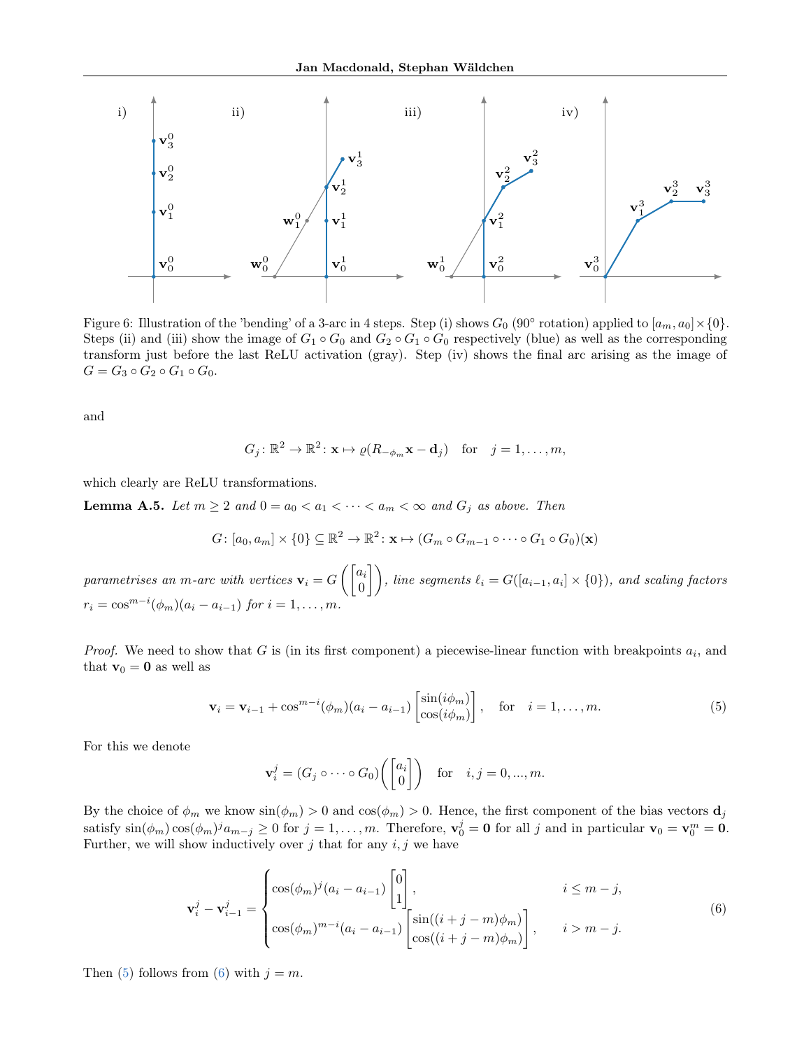i)

ii)

iii)

iv)

$\mathbf{v}_3^0$ $\mathbf{v}_2^0$ $\mathbf{v}_1^0$ $\mathbf{v}_0^0$

$\mathbf{v}_3^1$ $\mathbf{v}_2^1$ $\mathbf{w}_1^0$ $\mathbf{v}_1^1$ $\mathbf{w}_0^0$ $\mathbf{v}_0^1$

$\mathbf{v}_3^2$ $\mathbf{v}_2^2$ $\mathbf{v}_1^2$ $\mathbf{w}_0^1$ $\mathbf{v}_0^2$

$\mathbf{v}_1^3$ $\mathbf{v}_2^3$ $\mathbf{v}_3^3$ $\mathbf{v}_0^3$

Figure 6: Illustration of the 'bending' of a 3-arc in 4 steps. Step (i) shows $G_0$ (90° rotation) applied to $[a_m, a_0] \times \{0\}$. Steps (ii) and (iii) show the image of $G_1 \circ G_0$ and $G_2 \circ G_1 \circ G_0$ respectively (blue) as well as the corresponding transform just before the last ReLU activation (gray). Step (iv) shows the final arc arising as the image of $G = G_3 \circ G_2 \circ G_1 \circ G_0$.

and

$$G_j : \mathbb{R}^2 \to \mathbb{R}^2 : \mathbf{x} \mapsto \varrho(R_{-\phi_m}\mathbf{x} - \mathbf{d}_j) \quad \text{for} \quad j = 1, \ldots, m,$$

which clearly are ReLU transformations.

**Lemma A.5.** *Let $m \geq 2$ and $0 = a_0 < a_1 < \cdots < a_m < \infty$ and $G_j$ as above. Then*

$$G : [a_0, a_m] \times \{0\} \subseteq \mathbb{R}^2 \to \mathbb{R}^2 : \mathbf{x} \mapsto (G_m \circ G_{m-1} \circ \cdots \circ G_1 \circ G_0)(\mathbf{x})$$

*parametrises an $m$-arc with vertices $\mathbf{v}_i = G\left(\begin{bmatrix} a_i \\ 0 \end{bmatrix}\right)$, line segments $\ell_i = G([a_{i-1}, a_i] \times \{0\})$, and scaling factors $r_i = \cos^{m-i}(\phi_m)(a_i - a_{i-1})$ for $i = 1, \ldots, m$.*

*Proof.* We need to show that $G$ is (in its first component) a piecewise-linear function with breakpoints $a_i$, and that $\mathbf{v}_0 = \mathbf{0}$ as well as

$$\mathbf{v}_i = \mathbf{v}_{i-1} + \cos^{m-i}(\phi_m)(a_i - a_{i-1}) \begin{bmatrix} \sin(i\phi_m) \\ \cos(i\phi_m) \end{bmatrix}, \quad \text{for} \quad i = 1, \ldots, m. \tag{5}$$

For this we denote

$$\mathbf{v}_i^j = (G_j \circ \cdots \circ G_0)\left(\begin{bmatrix} a_i \\ 0 \end{bmatrix}\right) \quad \text{for} \quad i, j = 0, ..., m.$$

By the choice of $\phi_m$ we know $\sin(\phi_m) > 0$ and $\cos(\phi_m) > 0$. Hence, the first component of the bias vectors $\mathbf{d}_j$ satisfy $\sin(\phi_m)\cos(\phi_m)^j a_{m-j} \geq 0$ for $j = 1, \ldots, m$. Therefore, $\mathbf{v}_0^j = \mathbf{0}$ for all $j$ and in particular $\mathbf{v}_0 = \mathbf{v}_0^m = \mathbf{0}$. Further, we will show inductively over $j$ that for any $i, j$ we have

$$\mathbf{v}_i^j - \mathbf{v}_{i-1}^j = \begin{cases} \cos(\phi_m)^j(a_i - a_{i-1}) \begin{bmatrix} 0 \\ 1 \end{bmatrix}, & i \leq m - j, \\ \cos(\phi_m)^{m-i}(a_i - a_{i-1}) \begin{bmatrix} \sin((i + j - m)\phi_m) \\ \cos((i + j - m)\phi_m) \end{bmatrix}, & i > m - j. \end{cases} \tag{6}$$

Then (5) follows from (6) with $j = m$.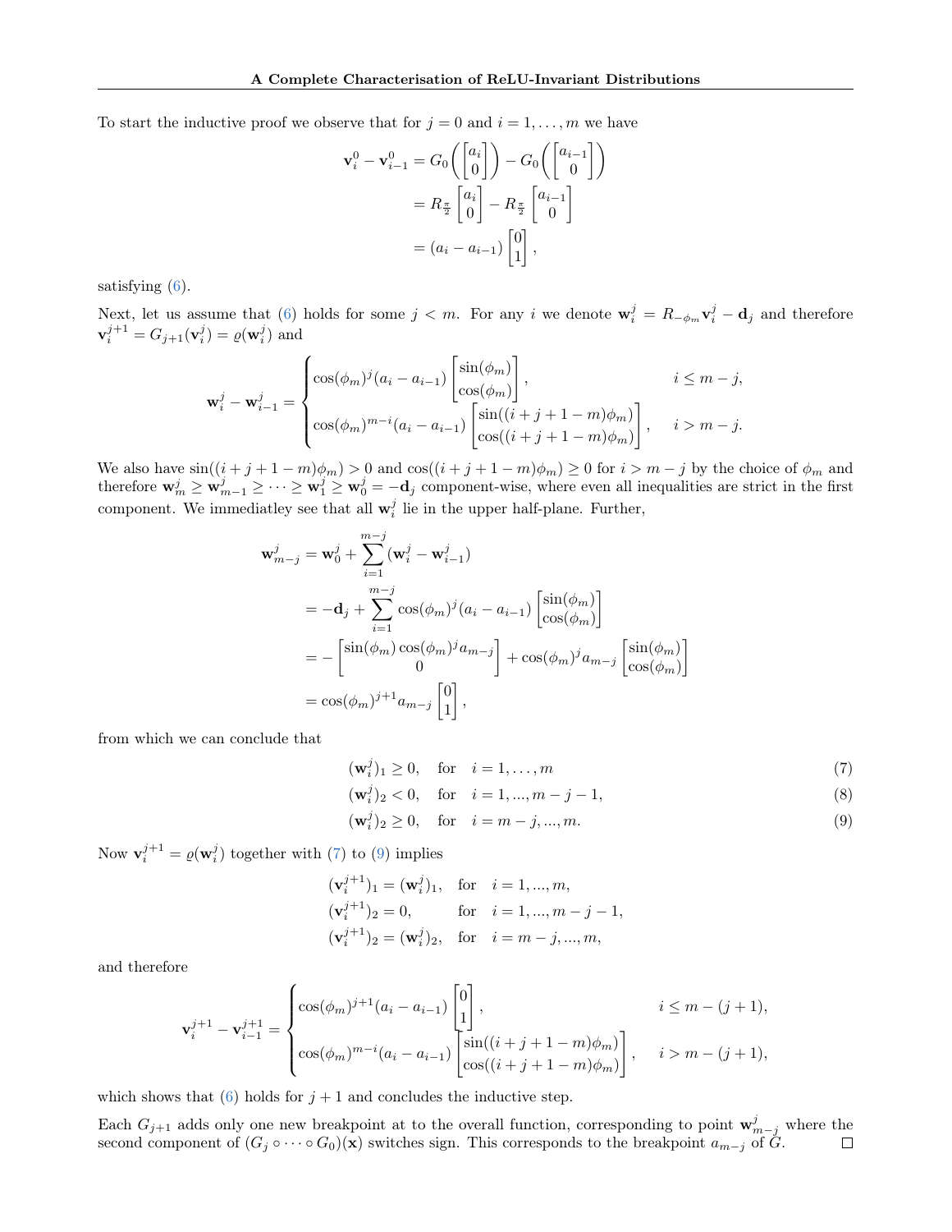To start the inductive proof we observe that for $j = 0$ and $i = 1, \dots, m$ we have

$$
\begin{aligned}
\mathbf{v}_i^0 - \mathbf{v}_{i-1}^0 &= G_0\left(\begin{bmatrix} a_i \\ 0 \end{bmatrix}\right) - G_0\left(\begin{bmatrix} a_{i-1} \\ 0 \end{bmatrix}\right) \\
&= R_{\frac{\pi}{2}} \begin{bmatrix} a_i \\ 0 \end{bmatrix} - R_{\frac{\pi}{2}} \begin{bmatrix} a_{i-1} \\ 0 \end{bmatrix} \\
&= (a_i - a_{i-1}) \begin{bmatrix} 0 \\ 1 \end{bmatrix},
\end{aligned}
$$

satisfying (6).

Next, let us assume that (6) holds for some $j < m$. For any $i$ we denote $\mathbf{w}_i^j = R_{-\phi_m}\mathbf{v}_i^j - \mathbf{d}_j$ and therefore $\mathbf{v}_i^{j+1} = G_{j+1}(\mathbf{v}_i^j) = \varrho(\mathbf{w}_i^j)$ and

$$
\mathbf{w}_i^j - \mathbf{w}_{i-1}^j = \begin{cases} \cos(\phi_m)^j (a_i - a_{i-1}) \begin{bmatrix} \sin(\phi_m) \\ \cos(\phi_m) \end{bmatrix}, & i \le m - j, \\ \cos(\phi_m)^{m-i} (a_i - a_{i-1}) \begin{bmatrix} \sin((i+j+1-m)\phi_m) \\ \cos((i+j+1-m)\phi_m) \end{bmatrix}, & i > m - j. \end{cases}
$$

We also have $\sin((i+j+1-m)\phi_m) > 0$ and $\cos((i+j+1-m)\phi_m) \ge 0$ for $i > m - j$ by the choice of $\phi_m$ and therefore $\mathbf{w}_m^j \ge \mathbf{w}_{m-1}^j \ge \dots \ge \mathbf{w}_1^j \ge \mathbf{w}_0^j = -\mathbf{d}_j$ component-wise, where even all inequalities are strict in the first component. We immediatley see that all $\mathbf{w}_i^j$ lie in the upper half-plane. Further,

$$
\begin{aligned}
\mathbf{w}_{m-j}^j &= \mathbf{w}_0^j + \sum_{i=1}^{m-j} (\mathbf{w}_i^j - \mathbf{w}_{i-1}^j) \\
&= -\mathbf{d}_j + \sum_{i=1}^{m-j} \cos(\phi_m)^j (a_i - a_{i-1}) \begin{bmatrix} \sin(\phi_m) \\ \cos(\phi_m) \end{bmatrix} \\
&= -\begin{bmatrix} \sin(\phi_m)\cos(\phi_m)^j a_{m-j} \\ 0 \end{bmatrix} + \cos(\phi_m)^j a_{m-j} \begin{bmatrix} \sin(\phi_m) \\ \cos(\phi_m) \end{bmatrix} \\
&= \cos(\phi_m)^{j+1} a_{m-j} \begin{bmatrix} 0 \\ 1 \end{bmatrix},
\end{aligned}
$$

from which we can conclude that

$$
(\mathbf{w}_i^j)_1 \ge 0, \quad \text{for} \quad i = 1, \dots, m \tag{7}
$$

$$
(\mathbf{w}_i^j)_2 < 0, \quad \text{for} \quad i = 1, ..., m - j - 1, \tag{8}
$$

$$
(\mathbf{w}_i^j)_2 \ge 0, \quad \text{for} \quad i = m - j, ..., m. \tag{9}
$$

Now $\mathbf{v}_i^{j+1} = \varrho(\mathbf{w}_i^j)$ together with (7) to (9) implies

$$
\begin{aligned}
(\mathbf{v}_i^{j+1})_1 &= (\mathbf{w}_i^j)_1, \quad \text{for} \quad i = 1, ..., m, \\
(\mathbf{v}_i^{j+1})_2 &= 0, \quad \text{for} \quad i = 1, ..., m - j - 1, \\
(\mathbf{v}_i^{j+1})_2 &= (\mathbf{w}_i^j)_2, \quad \text{for} \quad i = m - j, ..., m,
\end{aligned}
$$

and therefore

$$
\mathbf{v}_i^{j+1} - \mathbf{v}_{i-1}^{j+1} = \begin{cases} \cos(\phi_m)^{j+1} (a_i - a_{i-1}) \begin{bmatrix} 0 \\ 1 \end{bmatrix}, & i \le m - (j+1), \\ \cos(\phi_m)^{m-i} (a_i - a_{i-1}) \begin{bmatrix} \sin((i+j+1-m)\phi_m) \\ \cos((i+j+1-m)\phi_m) \end{bmatrix}, & i > m - (j+1), \end{cases}
$$

which shows that (6) holds for $j + 1$ and concludes the inductive step.

Each $G_{j+1}$ adds only one new breakpoint at to the overall function, corresponding to point $\mathbf{w}_{m-j}^j$ where the second component of $(G_j \circ \dots \circ G_0)(\mathbf{x})$ switches sign. This corresponds to the breakpoint $a_{m-j}$ of $G$. ∎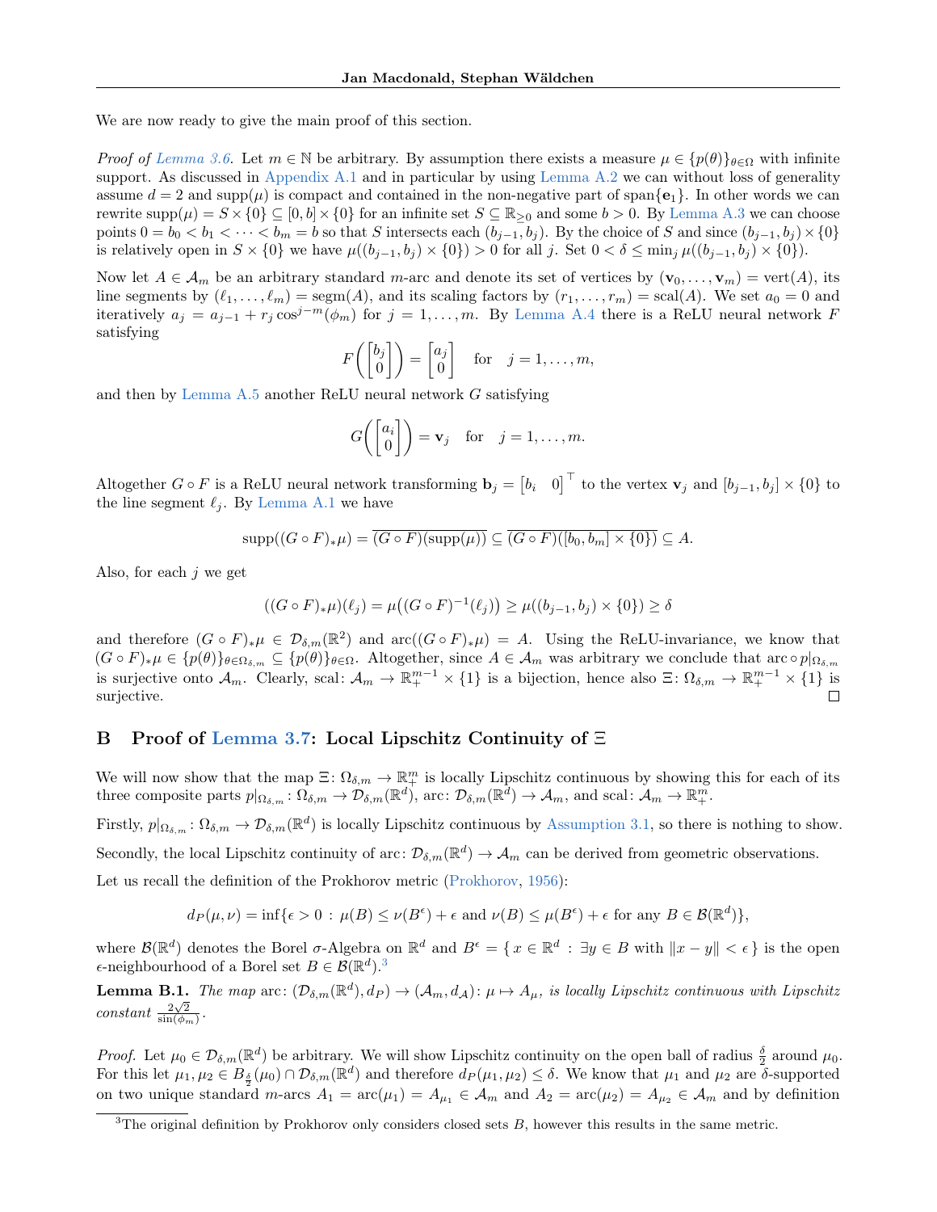We are now ready to give the main proof of this section.

*Proof of Lemma 3.6.* Let $m \in \mathbb{N}$ be arbitrary. By assumption there exists a measure $\mu \in \{p(\theta)\}_{\theta\in\Omega}$ with infinite support. As discussed in Appendix A.1 and in particular by using Lemma A.2 we can without loss of generality assume $d = 2$ and $\operatorname{supp}(\mu)$ is compact and contained in the non-negative part of $\operatorname{span}\{\mathbf{e}_1\}$. In other words we can rewrite $\operatorname{supp}(\mu) = S \times \{0\} \subseteq [0, b] \times \{0\}$ for an infinite set $S \subseteq \mathbb{R}_{\geq 0}$ and some $b > 0$. By Lemma A.3 we can choose points $0 = b_0 < b_1 < \cdots < b_m = b$ so that $S$ intersects each $(b_{j-1}, b_j)$. By the choice of $S$ and since $(b_{j-1}, b_j) \times \{0\}$ is relatively open in $S \times \{0\}$ we have $\mu((b_{j-1}, b_j) \times \{0\}) > 0$ for all $j$. Set $0 < \delta \leq \min_j \mu((b_{j-1}, b_j) \times \{0\})$.

Now let $A \in \mathcal{A}_m$ be an arbitrary standard $m$-arc and denote its set of vertices by $(\mathbf{v}_0, \ldots, \mathbf{v}_m) = \operatorname{vert}(A)$, its line segments by $(\ell_1, \ldots, \ell_m) = \operatorname{segm}(A)$, and its scaling factors by $(r_1, \ldots, r_m) = \operatorname{scal}(A)$. We set $a_0 = 0$ and iteratively $a_j = a_{j-1} + r_j \cos^{j-m}(\phi_m)$ for $j = 1, \ldots, m$. By Lemma A.4 there is a ReLU neural network $F$ satisfying

$$F\left(\begin{bmatrix} b_j \\ 0 \end{bmatrix}\right) = \begin{bmatrix} a_j \\ 0 \end{bmatrix} \quad \text{for} \quad j = 1, \ldots, m,$$

and then by Lemma A.5 another ReLU neural network $G$ satisfying

$$G\left(\begin{bmatrix} a_i \\ 0 \end{bmatrix}\right) = \mathbf{v}_j \quad \text{for} \quad j = 1, \ldots, m.$$

Altogether $G \circ F$ is a ReLU neural network transforming $\mathbf{b}_j = \begin{bmatrix} b_i & 0 \end{bmatrix}^\top$ to the vertex $\mathbf{v}_j$ and $[b_{j-1}, b_j] \times \{0\}$ to the line segment $\ell_j$. By Lemma A.1 we have

$$\operatorname{supp}((G \circ F)_* \mu) = \overline{(G \circ F)(\operatorname{supp}(\mu))} \subseteq \overline{(G \circ F)([b_0, b_m] \times \{0\})} \subseteq A.$$

Also, for each $j$ we get

$$((G \circ F)_* \mu)(\ell_j) = \mu\big((G \circ F)^{-1}(\ell_j)\big) \geq \mu((b_{j-1}, b_j) \times \{0\}) \geq \delta$$

and therefore $(G \circ F)_* \mu \in \mathcal{D}_{\delta,m}(\mathbb{R}^2)$ and $\operatorname{arc}((G \circ F)_* \mu) = A$. Using the ReLU-invariance, we know that $(G \circ F)_* \mu \in \{p(\theta)\}_{\theta\in\Omega_{\delta,m}} \subseteq \{p(\theta)\}_{\theta\in\Omega}$. Altogether, since $A \in \mathcal{A}_m$ was arbitrary we conclude that $\operatorname{arc} \circ p|_{\Omega_{\delta,m}}$ is surjective onto $\mathcal{A}_m$. Clearly, $\operatorname{scal}\colon \mathcal{A}_m \to \mathbb{R}_+^{m-1} \times \{1\}$ is a bijection, hence also $\Xi\colon \Omega_{\delta,m} \to \mathbb{R}_+^{m-1} \times \{1\}$ is surjective. ◻

## B Proof of Lemma 3.7: Local Lipschitz Continuity of $\Xi$

We will now show that the map $\Xi\colon \Omega_{\delta,m} \to \mathbb{R}_+^m$ is locally Lipschitz continuous by showing this for each of its three composite parts $p|_{\Omega_{\delta,m}}\colon \Omega_{\delta,m} \to \mathcal{D}_{\delta,m}(\mathbb{R}^d)$, $\operatorname{arc}\colon \mathcal{D}_{\delta,m}(\mathbb{R}^d) \to \mathcal{A}_m$, and $\operatorname{scal}\colon \mathcal{A}_m \to \mathbb{R}_+^m$.

Firstly, $p|_{\Omega_{\delta,m}}\colon \Omega_{\delta,m} \to \mathcal{D}_{\delta,m}(\mathbb{R}^d)$ is locally Lipschitz continuous by Assumption 3.1, so there is nothing to show.

Secondly, the local Lipschitz continuity of $\operatorname{arc}\colon \mathcal{D}_{\delta,m}(\mathbb{R}^d) \to \mathcal{A}_m$ can be derived from geometric observations.

Let us recall the definition of the Prokhorov metric (Prokhorov, 1956):

$$d_P(\mu, \nu) = \inf\{\epsilon > 0 : \mu(B) \leq \nu(B^\epsilon) + \epsilon \text{ and } \nu(B) \leq \mu(B^\epsilon) + \epsilon \text{ for any } B \in \mathcal{B}(\mathbb{R}^d)\},$$

where $\mathcal{B}(\mathbb{R}^d)$ denotes the Borel $\sigma$-Algebra on $\mathbb{R}^d$ and $B^\epsilon = \{\, x \in \mathbb{R}^d : \exists y \in B \text{ with } \|x - y\| < \epsilon \,\}$ is the open $\epsilon$-neighbourhood of a Borel set $B \in \mathcal{B}(\mathbb{R}^d)$.[3]

**Lemma B.1.** *The map $\operatorname{arc}\colon (\mathcal{D}_{\delta,m}(\mathbb{R}^d), d_P) \to (\mathcal{A}_m, d_{\mathcal{A}})\colon \mu \mapsto A_\mu$, is locally Lipschitz continuous with Lipschitz constant $\frac{2\sqrt{2}}{\sin(\phi_m)}$.*

*Proof.* Let $\mu_0 \in \mathcal{D}_{\delta,m}(\mathbb{R}^d)$ be arbitrary. We will show Lipschitz continuity on the open ball of radius $\frac{\delta}{2}$ around $\mu_0$. For this let $\mu_1, \mu_2 \in B_{\frac{\delta}{2}}(\mu_0) \cap \mathcal{D}_{\delta,m}(\mathbb{R}^d)$ and therefore $d_P(\mu_1, \mu_2) \leq \delta$. We know that $\mu_1$ and $\mu_2$ are $\delta$-supported on two unique standard $m$-arcs $A_1 = \operatorname{arc}(\mu_1) = A_{\mu_1} \in \mathcal{A}_m$ and $A_2 = \operatorname{arc}(\mu_2) = A_{\mu_2} \in \mathcal{A}_m$ and by definition

[3] The original definition by Prokhorov only considers closed sets $B$, however this results in the same metric.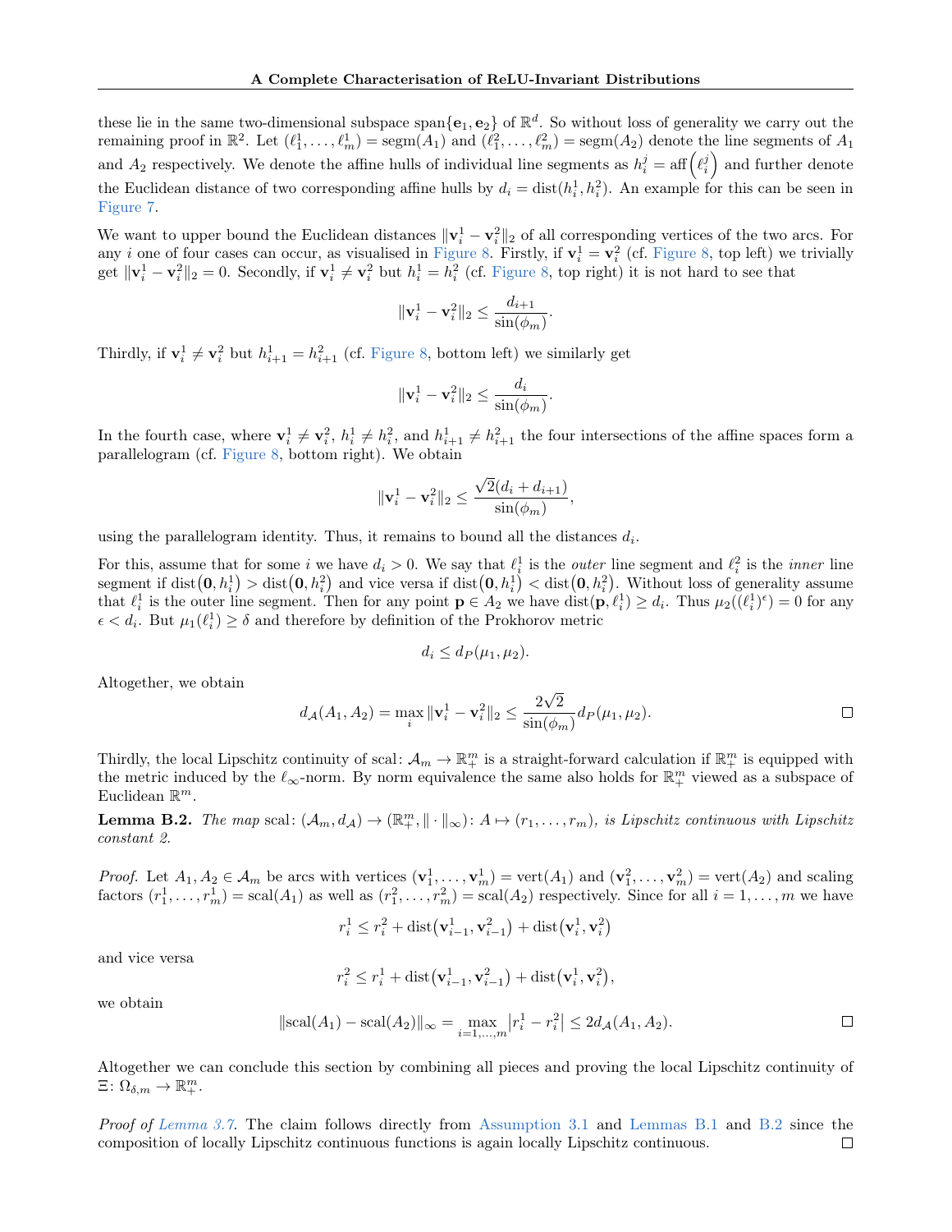these lie in the same two-dimensional subspace $\operatorname{span}\{\mathbf{e}_1, \mathbf{e}_2\}$ of $\mathbb{R}^d$. So without loss of generality we carry out the remaining proof in $\mathbb{R}^2$. Let $(\ell_1^1, \ldots, \ell_m^1) = \operatorname{segm}(A_1)$ and $(\ell_1^2, \ldots, \ell_m^2) = \operatorname{segm}(A_2)$ denote the line segments of $A_1$ and $A_2$ respectively. We denote the affine hulls of individual line segments as $h_i^j = \operatorname{aff}\left(\ell_i^j\right)$ and further denote the Euclidean distance of two corresponding affine hulls by $d_i = \operatorname{dist}(h_i^1, h_i^2)$. An example for this can be seen in Figure 7.

We want to upper bound the Euclidean distances $\|\mathbf{v}_i^1 - \mathbf{v}_i^2\|_2$ of all corresponding vertices of the two arcs. For any $i$ one of four cases can occur, as visualised in Figure 8. Firstly, if $\mathbf{v}_i^1 = \mathbf{v}_i^2$ (cf. Figure 8, top left) we trivially get $\|\mathbf{v}_i^1 - \mathbf{v}_i^2\|_2 = 0$. Secondly, if $\mathbf{v}_i^1 \neq \mathbf{v}_i^2$ but $h_i^1 = h_i^2$ (cf. Figure 8, top right) it is not hard to see that

$$\|\mathbf{v}_i^1 - \mathbf{v}_i^2\|_2 \leq \frac{d_{i+1}}{\sin(\phi_m)}.$$

Thirdly, if $\mathbf{v}_i^1 \neq \mathbf{v}_i^2$ but $h_{i+1}^1 = h_{i+1}^2$ (cf. Figure 8, bottom left) we similarly get

$$\|\mathbf{v}_i^1 - \mathbf{v}_i^2\|_2 \leq \frac{d_i}{\sin(\phi_m)}.$$

In the fourth case, where $\mathbf{v}_i^1 \neq \mathbf{v}_i^2$, $h_i^1 \neq h_i^2$, and $h_{i+1}^1 \neq h_{i+1}^2$ the four intersections of the affine spaces form a parallelogram (cf. Figure 8, bottom right). We obtain

$$\|\mathbf{v}_i^1 - \mathbf{v}_i^2\|_2 \leq \frac{\sqrt{2}(d_i + d_{i+1})}{\sin(\phi_m)},$$

using the parallelogram identity. Thus, it remains to bound all the distances $d_i$.

For this, assume that for some $i$ we have $d_i > 0$. We say that $\ell_i^1$ is the *outer* line segment and $\ell_i^2$ is the *inner* line segment if $\operatorname{dist}(\mathbf{0}, h_i^1) > \operatorname{dist}(\mathbf{0}, h_i^2)$ and vice versa if $\operatorname{dist}(\mathbf{0}, h_i^1) < \operatorname{dist}(\mathbf{0}, h_i^2)$. Without loss of generality assume that $\ell_i^1$ is the outer line segment. Then for any point $\mathbf{p} \in A_2$ we have $\operatorname{dist}(\mathbf{p}, \ell_i^1) \geq d_i$. Thus $\mu_2((\ell_i^1)^\epsilon) = 0$ for any $\epsilon < d_i$. But $\mu_1(\ell_i^1) \geq \delta$ and therefore by definition of the Prokhorov metric

$$d_i \leq d_P(\mu_1, \mu_2).$$

Altogether, we obtain

$$d_{\mathcal{A}}(A_1, A_2) = \max_i \|\mathbf{v}_i^1 - \mathbf{v}_i^2\|_2 \leq \frac{2\sqrt{2}}{\sin(\phi_m)} d_P(\mu_1, \mu_2).$$

□

Thirdly, the local Lipschitz continuity of $\operatorname{scal}\colon \mathcal{A}_m \to \mathbb{R}_+^m$ is a straight-forward calculation if $\mathbb{R}_+^m$ is equipped with the metric induced by the $\ell_\infty$-norm. By norm equivalence the same also holds for $\mathbb{R}_+^m$ viewed as a subspace of Euclidean $\mathbb{R}^m$.

**Lemma B.2.** *The map* $\operatorname{scal}\colon (\mathcal{A}_m, d_{\mathcal{A}}) \to (\mathbb{R}_+^m, \|\cdot\|_\infty)\colon A \mapsto (r_1, \ldots, r_m)$*, is Lipschitz continuous with Lipschitz constant 2.*

*Proof.* Let $A_1, A_2 \in \mathcal{A}_m$ be arcs with vertices $(\mathbf{v}_1^1, \ldots, \mathbf{v}_m^1) = \operatorname{vert}(A_1)$ and $(\mathbf{v}_1^2, \ldots, \mathbf{v}_m^2) = \operatorname{vert}(A_2)$ and scaling factors $(r_1^1, \ldots, r_m^1) = \operatorname{scal}(A_1)$ as well as $(r_1^2, \ldots, r_m^2) = \operatorname{scal}(A_2)$ respectively. Since for all $i = 1, \ldots, m$ we have

$$r_i^1 \leq r_i^2 + \operatorname{dist}\left(\mathbf{v}_{i-1}^1, \mathbf{v}_{i-1}^2\right) + \operatorname{dist}\left(\mathbf{v}_i^1, \mathbf{v}_i^2\right)$$

and vice versa

$$r_i^2 \leq r_i^1 + \operatorname{dist}\left(\mathbf{v}_{i-1}^1, \mathbf{v}_{i-1}^2\right) + \operatorname{dist}\left(\mathbf{v}_i^1, \mathbf{v}_i^2\right),$$

we obtain

$$\|\operatorname{scal}(A_1) - \operatorname{scal}(A_2)\|_\infty = \max_{i=1,\ldots,m} \left|r_i^1 - r_i^2\right| \leq 2 d_{\mathcal{A}}(A_1, A_2).$$

□

Altogether we can conclude this section by combining all pieces and proving the local Lipschitz continuity of $\Xi\colon \Omega_{\delta,m} \to \mathbb{R}_+^m$.

*Proof of Lemma 3.7.* The claim follows directly from Assumption 3.1 and Lemmas B.1 and B.2 since the composition of locally Lipschitz continuous functions is again locally Lipschitz continuous. □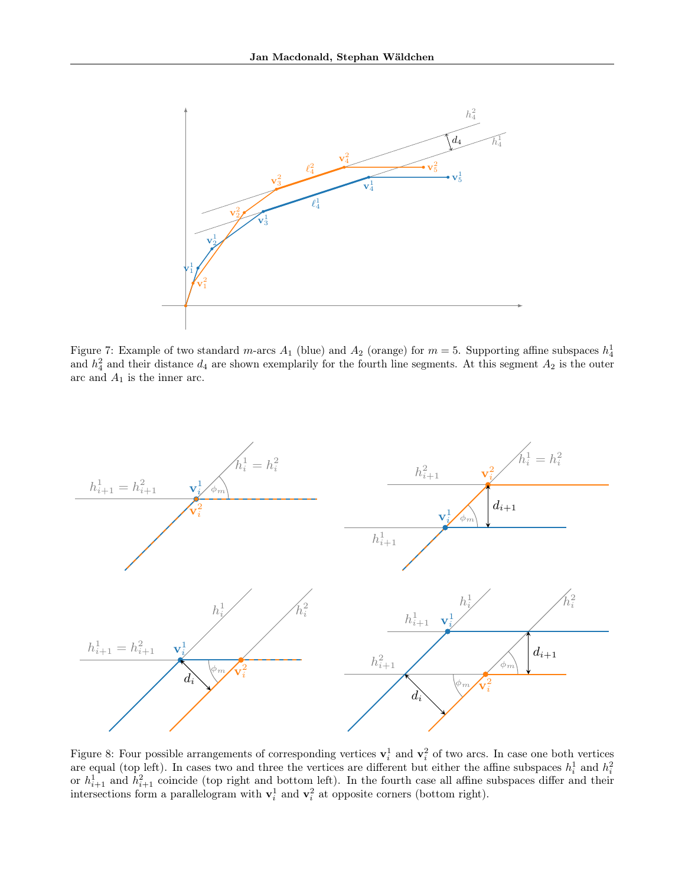Figure 7: Example of two standard $m$-arcs $A_1$ (blue) and $A_2$ (orange) for $m = 5$. Supporting affine subspaces $h_4^1$ and $h_4^2$ and their distance $d_4$ are shown exemplarily for the fourth line segments. At this segment $A_2$ is the outer arc and $A_1$ is the inner arc.

Figure 8: Four possible arrangements of corresponding vertices $\mathbf{v}_i^1$ and $\mathbf{v}_i^2$ of two arcs. In case one both vertices are equal (top left). In cases two and three the vertices are different but either the affine subspaces $h_i^1$ and $h_i^2$ or $h_{i+1}^1$ and $h_{i+1}^2$ coincide (top right and bottom left). In the fourth case all affine subspaces differ and their intersections form a parallelogram with $\mathbf{v}_i^1$ and $\mathbf{v}_i^2$ at opposite corners (bottom right).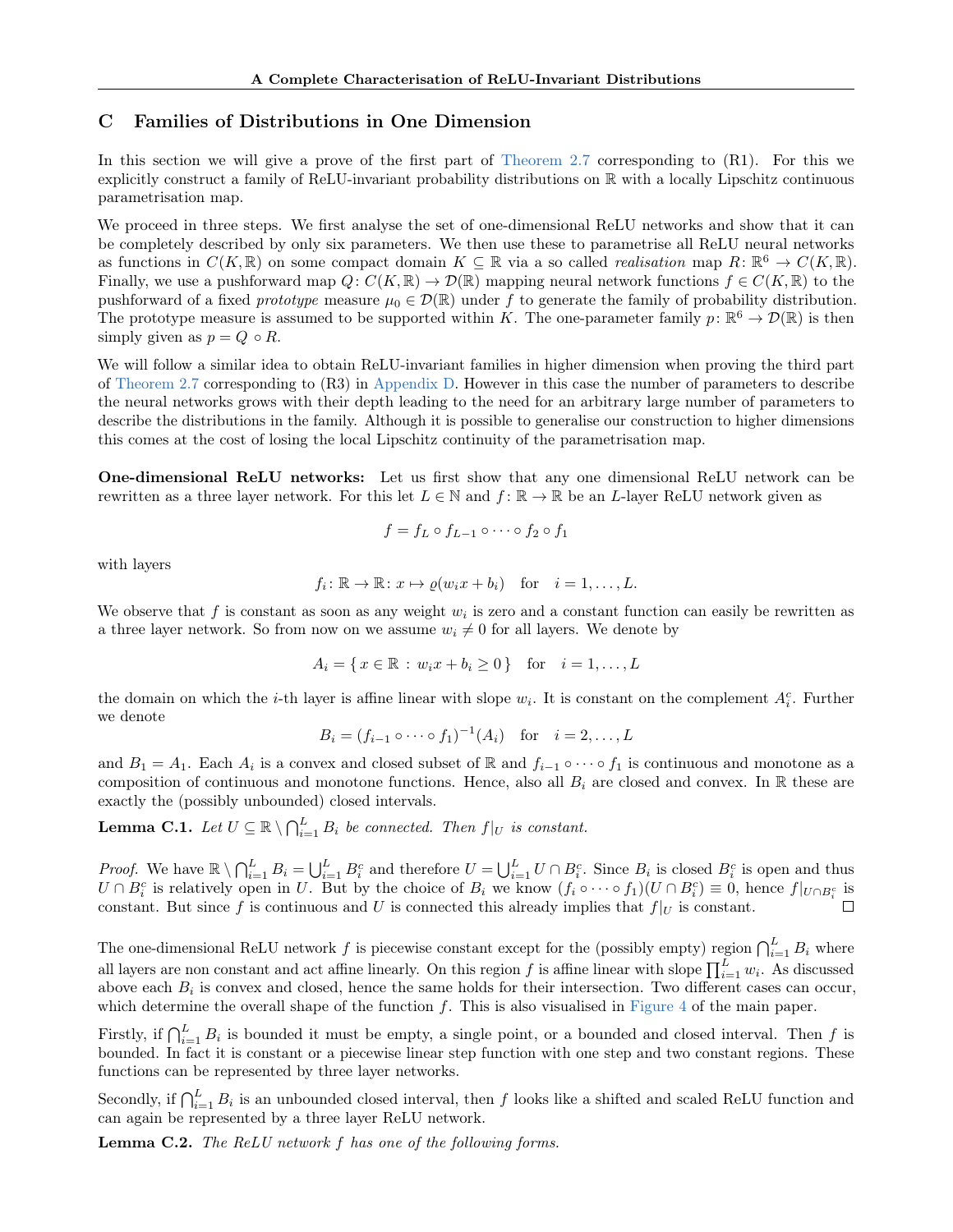## C Families of Distributions in One Dimension

In this section we will give a prove of the first part of Theorem 2.7 corresponding to (R1). For this we explicitly construct a family of ReLU-invariant probability distributions on $\mathbb{R}$ with a locally Lipschitz continuous parametrisation map.

We proceed in three steps. We first analyse the set of one-dimensional ReLU networks and show that it can be completely described by only six parameters. We then use these to parametrise all ReLU neural networks as functions in $C(K, \mathbb{R})$ on some compact domain $K \subseteq \mathbb{R}$ via a so called *realisation* map $R\colon \mathbb{R}^6 \to C(K, \mathbb{R})$. Finally, we use a pushforward map $Q\colon C(K, \mathbb{R}) \to \mathcal{D}(\mathbb{R})$ mapping neural network functions $f \in C(K, \mathbb{R})$ to the pushforward of a fixed *prototype* measure $\mu_0 \in \mathcal{D}(\mathbb{R})$ under $f$ to generate the family of probability distribution. The prototype measure is assumed to be supported within $K$. The one-parameter family $p\colon \mathbb{R}^6 \to \mathcal{D}(\mathbb{R})$ is then simply given as $p = Q \circ R$.

We will follow a similar idea to obtain ReLU-invariant families in higher dimension when proving the third part of Theorem 2.7 corresponding to (R3) in Appendix D. However in this case the number of parameters to describe the neural networks grows with their depth leading to the need for an arbitrary large number of parameters to describe the distributions in the family. Although it is possible to generalise our construction to higher dimensions this comes at the cost of losing the local Lipschitz continuity of the parametrisation map.

**One-dimensional ReLU networks:** Let us first show that any one dimensional ReLU network can be rewritten as a three layer network. For this let $L \in \mathbb{N}$ and $f\colon \mathbb{R} \to \mathbb{R}$ be an $L$-layer ReLU network given as

$$f = f_L \circ f_{L-1} \circ \cdots \circ f_2 \circ f_1$$

with layers

$$f_i\colon \mathbb{R} \to \mathbb{R}\colon x \mapsto \varrho(w_i x + b_i) \quad \text{for} \quad i = 1, \ldots, L.$$

We observe that $f$ is constant as soon as any weight $w_i$ is zero and a constant function can easily be rewritten as a three layer network. So from now on we assume $w_i \neq 0$ for all layers. We denote by

$$A_i = \{\, x \in \mathbb{R} \,:\, w_i x + b_i \geq 0 \,\} \quad \text{for} \quad i = 1, \ldots, L$$

the domain on which the $i$-th layer is affine linear with slope $w_i$. It is constant on the complement $A_i^c$. Further we denote

$$B_i = (f_{i-1} \circ \cdots \circ f_1)^{-1}(A_i) \quad \text{for} \quad i = 2, \ldots, L$$

and $B_1 = A_1$. Each $A_i$ is a convex and closed subset of $\mathbb{R}$ and $f_{i-1} \circ \cdots \circ f_1$ is continuous and monotone as a composition of continuous and monotone functions. Hence, also all $B_i$ are closed and convex. In $\mathbb{R}$ these are exactly the (possibly unbounded) closed intervals.

**Lemma C.1.** *Let $U \subseteq \mathbb{R} \setminus \bigcap_{i=1}^L B_i$ be connected. Then $f|_U$ is constant.*

*Proof.* We have $\mathbb{R} \setminus \bigcap_{i=1}^L B_i = \bigcup_{i=1}^L B_i^c$ and therefore $U = \bigcup_{i=1}^L U \cap B_i^c$. Since $B_i$ is closed $B_i^c$ is open and thus $U \cap B_i^c$ is relatively open in $U$. But by the choice of $B_i$ we know $(f_i \circ \cdots \circ f_1)(U \cap B_i^c) \equiv 0$, hence $f|_{U \cap B_i^c}$ is constant. But since $f$ is continuous and $U$ is connected this already implies that $f|_U$ is constant. ☐

The one-dimensional ReLU network $f$ is piecewise constant except for the (possibly empty) region $\bigcap_{i=1}^L B_i$ where all layers are non constant and act affine linearly. On this region $f$ is affine linear with slope $\prod_{i=1}^L w_i$. As discussed above each $B_i$ is convex and closed, hence the same holds for their intersection. Two different cases can occur, which determine the overall shape of the function $f$. This is also visualised in Figure 4 of the main paper.

Firstly, if $\bigcap_{i=1}^L B_i$ is bounded it must be empty, a single point, or a bounded and closed interval. Then $f$ is bounded. In fact it is constant or a piecewise linear step function with one step and two constant regions. These functions can be represented by three layer networks.

Secondly, if $\bigcap_{i=1}^L B_i$ is an unbounded closed interval, then $f$ looks like a shifted and scaled ReLU function and can again be represented by a three layer ReLU network.

**Lemma C.2.** *The ReLU network $f$ has one of the following forms.*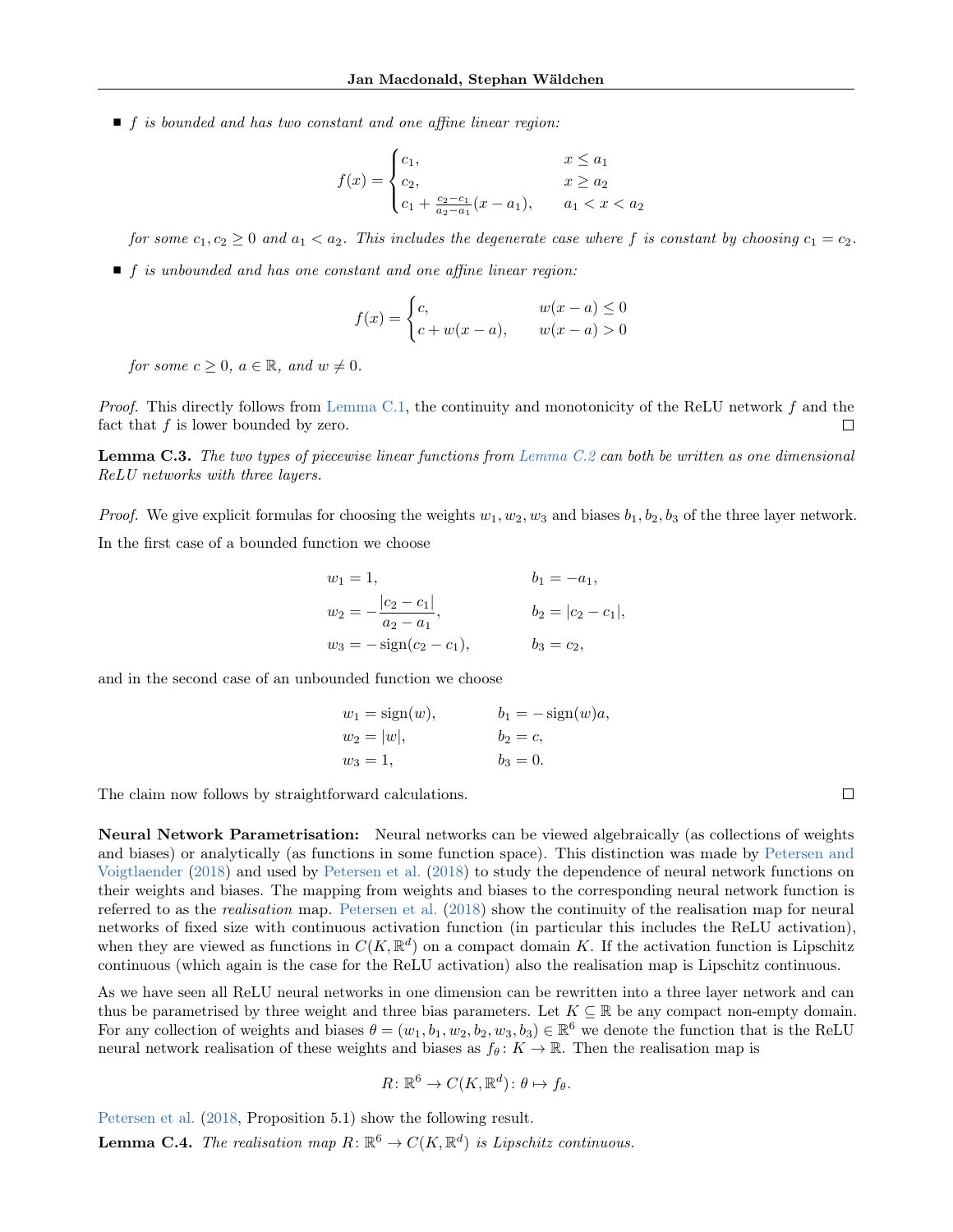- $f$ *is bounded and has two constant and one affine linear region:*

$$f(x) = \begin{cases} c_1, & x \leq a_1 \\ c_2, & x \geq a_2 \\ c_1 + \frac{c_2 - c_1}{a_2 - a_1}(x - a_1), & a_1 < x < a_2 \end{cases}$$

*for some $c_1, c_2 \geq 0$ and $a_1 < a_2$. This includes the degenerate case where $f$ is constant by choosing $c_1 = c_2$.*

- $f$ *is unbounded and has one constant and one affine linear region:*

$$f(x) = \begin{cases} c, & w(x - a) \leq 0 \\ c + w(x - a), & w(x - a) > 0 \end{cases}$$

*for some $c \geq 0$, $a \in \mathbb{R}$, and $w \neq 0$.*

*Proof.* This directly follows from Lemma C.1, the continuity and monotonicity of the ReLU network $f$ and the fact that $f$ is lower bounded by zero. □

**Lemma C.3.** *The two types of piecewise linear functions from Lemma C.2 can both be written as one dimensional ReLU networks with three layers.*

*Proof.* We give explicit formulas for choosing the weights $w_1, w_2, w_3$ and biases $b_1, b_2, b_3$ of the three layer network. In the first case of a bounded function we choose

$$\begin{aligned} w_1 &= 1, & b_1 &= -a_1, \\ w_2 &= -\frac{|c_2 - c_1|}{a_2 - a_1}, & b_2 &= |c_2 - c_1|, \\ w_3 &= -\operatorname{sign}(c_2 - c_1), & b_3 &= c_2, \end{aligned}$$

and in the second case of an unbounded function we choose

$$\begin{aligned} w_1 &= \operatorname{sign}(w), & b_1 &= -\operatorname{sign}(w)a, \\ w_2 &= |w|, & b_2 &= c, \\ w_3 &= 1, & b_3 &= 0. \end{aligned}$$

The claim now follows by straightforward calculations. □

**Neural Network Parametrisation:** Neural networks can be viewed algebraically (as collections of weights and biases) or analytically (as functions in some function space). This distinction was made by Petersen and Voigtlaender (2018) and used by Petersen et al. (2018) to study the dependence of neural network functions on their weights and biases. The mapping from weights and biases to the corresponding neural network function is referred to as the *realisation* map. Petersen et al. (2018) show the continuity of the realisation map for neural networks of fixed size with continuous activation function (in particular this includes the ReLU activation), when they are viewed as functions in $C(K, \mathbb{R}^d)$ on a compact domain $K$. If the activation function is Lipschitz continuous (which again is the case for the ReLU activation) also the realisation map is Lipschitz continuous.

As we have seen all ReLU neural networks in one dimension can be rewritten into a three layer network and can thus be parametrised by three weight and three bias parameters. Let $K \subseteq \mathbb{R}$ be any compact non-empty domain. For any collection of weights and biases $\theta = (w_1, b_1, w_2, b_2, w_3, b_3) \in \mathbb{R}^6$ we denote the function that is the ReLU neural network realisation of these weights and biases as $f_\theta : K \to \mathbb{R}$. Then the realisation map is

$$R: \mathbb{R}^6 \to C(K, \mathbb{R}^d): \theta \mapsto f_\theta.$$

Petersen et al. (2018, Proposition 5.1) show the following result.

**Lemma C.4.** *The realisation map $R: \mathbb{R}^6 \to C(K, \mathbb{R}^d)$ is Lipschitz continuous.*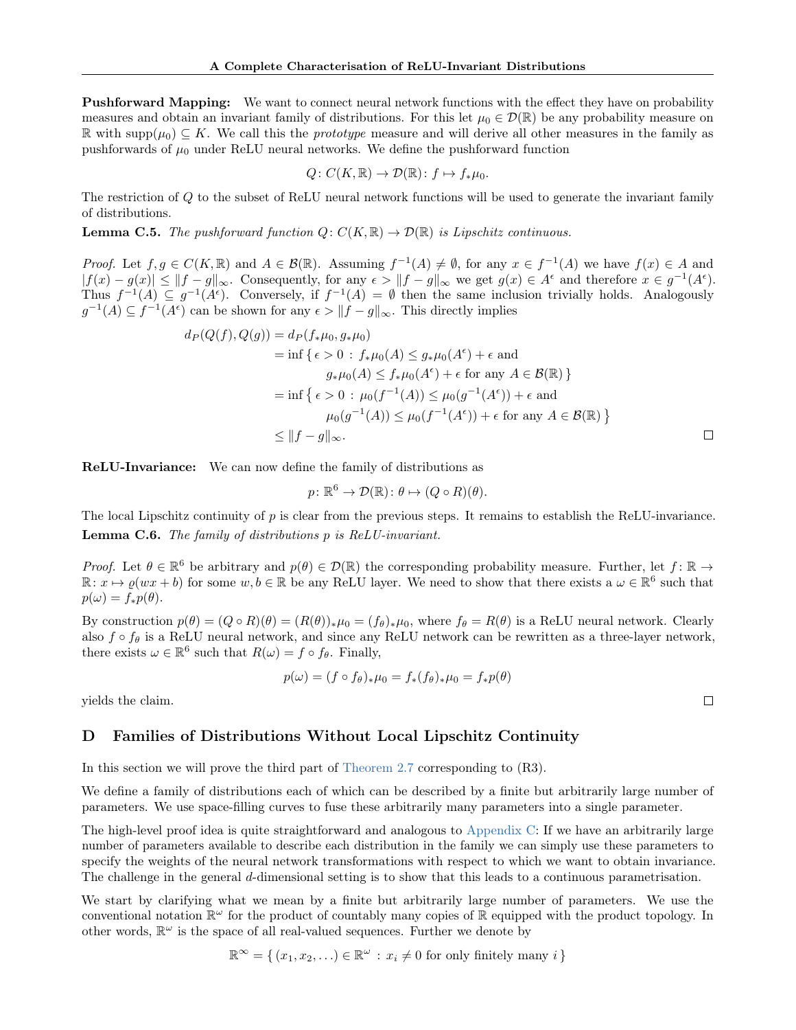**Pushforward Mapping:** We want to connect neural network functions with the effect they have on probability measures and obtain an invariant family of distributions. For this let $\mu_0 \in \mathcal{D}(\mathbb{R})$ be any probability measure on $\mathbb{R}$ with $\operatorname{supp}(\mu_0) \subseteq K$. We call this the *prototype* measure and will derive all other measures in the family as pushforwards of $\mu_0$ under ReLU neural networks. We define the pushforward function

$$Q \colon C(K, \mathbb{R}) \to \mathcal{D}(\mathbb{R}) \colon f \mapsto f_*\mu_0.$$

The restriction of $Q$ to the subset of ReLU neural network functions will be used to generate the invariant family of distributions.

**Lemma C.5.** *The pushforward function $Q \colon C(K, \mathbb{R}) \to \mathcal{D}(\mathbb{R})$ is Lipschitz continuous.*

*Proof.* Let $f, g \in C(K, \mathbb{R})$ and $A \in \mathcal{B}(\mathbb{R})$. Assuming $f^{-1}(A) \neq \emptyset$, for any $x \in f^{-1}(A)$ we have $f(x) \in A$ and $|f(x) - g(x)| \leq \|f - g\|_\infty$. Consequently, for any $\epsilon > \|f - g\|_\infty$ we get $g(x) \in A^\epsilon$ and therefore $x \in g^{-1}(A^\epsilon)$. Thus $f^{-1}(A) \subseteq g^{-1}(A^\epsilon)$. Conversely, if $f^{-1}(A) = \emptyset$ then the same inclusion trivially holds. Analogously $g^{-1}(A) \subseteq f^{-1}(A^\epsilon)$ can be shown for any $\epsilon > \|f - g\|_\infty$. This directly implies

$$\begin{aligned}
d_P(Q(f), Q(g)) &= d_P(f_*\mu_0, g_*\mu_0) \\
&= \inf \{ \epsilon > 0 : f_*\mu_0(A) \leq g_*\mu_0(A^\epsilon) + \epsilon \text{ and} \\
&\qquad g_*\mu_0(A) \leq f_*\mu_0(A^\epsilon) + \epsilon \text{ for any } A \in \mathcal{B}(\mathbb{R}) \} \\
&= \inf \big\{ \epsilon > 0 : \mu_0(f^{-1}(A)) \leq \mu_0(g^{-1}(A^\epsilon)) + \epsilon \text{ and} \\
&\qquad \mu_0(g^{-1}(A)) \leq \mu_0(f^{-1}(A^\epsilon)) + \epsilon \text{ for any } A \in \mathcal{B}(\mathbb{R}) \big\} \\
&\leq \|f - g\|_\infty.
\end{aligned}$$

$\square$

**ReLU-Invariance:** We can now define the family of distributions as

$$p \colon \mathbb{R}^6 \to \mathcal{D}(\mathbb{R}) \colon \theta \mapsto (Q \circ R)(\theta).$$

The local Lipschitz continuity of $p$ is clear from the previous steps. It remains to establish the ReLU-invariance.

**Lemma C.6.** *The family of distributions $p$ is ReLU-invariant.*

*Proof.* Let $\theta \in \mathbb{R}^6$ be arbitrary and $p(\theta) \in \mathcal{D}(\mathbb{R})$ the corresponding probability measure. Further, let $f \colon \mathbb{R} \to \mathbb{R} \colon x \mapsto \varrho(wx + b)$ for some $w, b \in \mathbb{R}$ be any ReLU layer. We need to show that there exists a $\omega \in \mathbb{R}^6$ such that $p(\omega) = f_*p(\theta)$.

By construction $p(\theta) = (Q \circ R)(\theta) = (R(\theta))_*\mu_0 = (f_\theta)_*\mu_0$, where $f_\theta = R(\theta)$ is a ReLU neural network. Clearly also $f \circ f_\theta$ is a ReLU neural network, and since any ReLU network can be rewritten as a three-layer network, there exists $\omega \in \mathbb{R}^6$ such that $R(\omega) = f \circ f_\theta$. Finally,

$$p(\omega) = (f \circ f_\theta)_*\mu_0 = f_*(f_\theta)_*\mu_0 = f_*p(\theta)$$

yields the claim. $\square$

## D Families of Distributions Without Local Lipschitz Continuity

In this section we will prove the third part of Theorem 2.7 corresponding to (R3).

We define a family of distributions each of which can be described by a finite but arbitrarily large number of parameters. We use space-filling curves to fuse these arbitrarily many parameters into a single parameter.

The high-level proof idea is quite straightforward and analogous to Appendix C: If we have an arbitrarily large number of parameters available to describe each distribution in the family we can simply use these parameters to specify the weights of the neural network transformations with respect to which we want to obtain invariance. The challenge in the general $d$-dimensional setting is to show that this leads to a continuous parametrisation.

We start by clarifying what we mean by a finite but arbitrarily large number of parameters. We use the conventional notation $\mathbb{R}^\omega$ for the product of countably many copies of $\mathbb{R}$ equipped with the product topology. In other words, $\mathbb{R}^\omega$ is the space of all real-valued sequences. Further we denote by

$$\mathbb{R}^\infty = \{ (x_1, x_2, \ldots) \in \mathbb{R}^\omega : x_i \neq 0 \text{ for only finitely many } i \}$$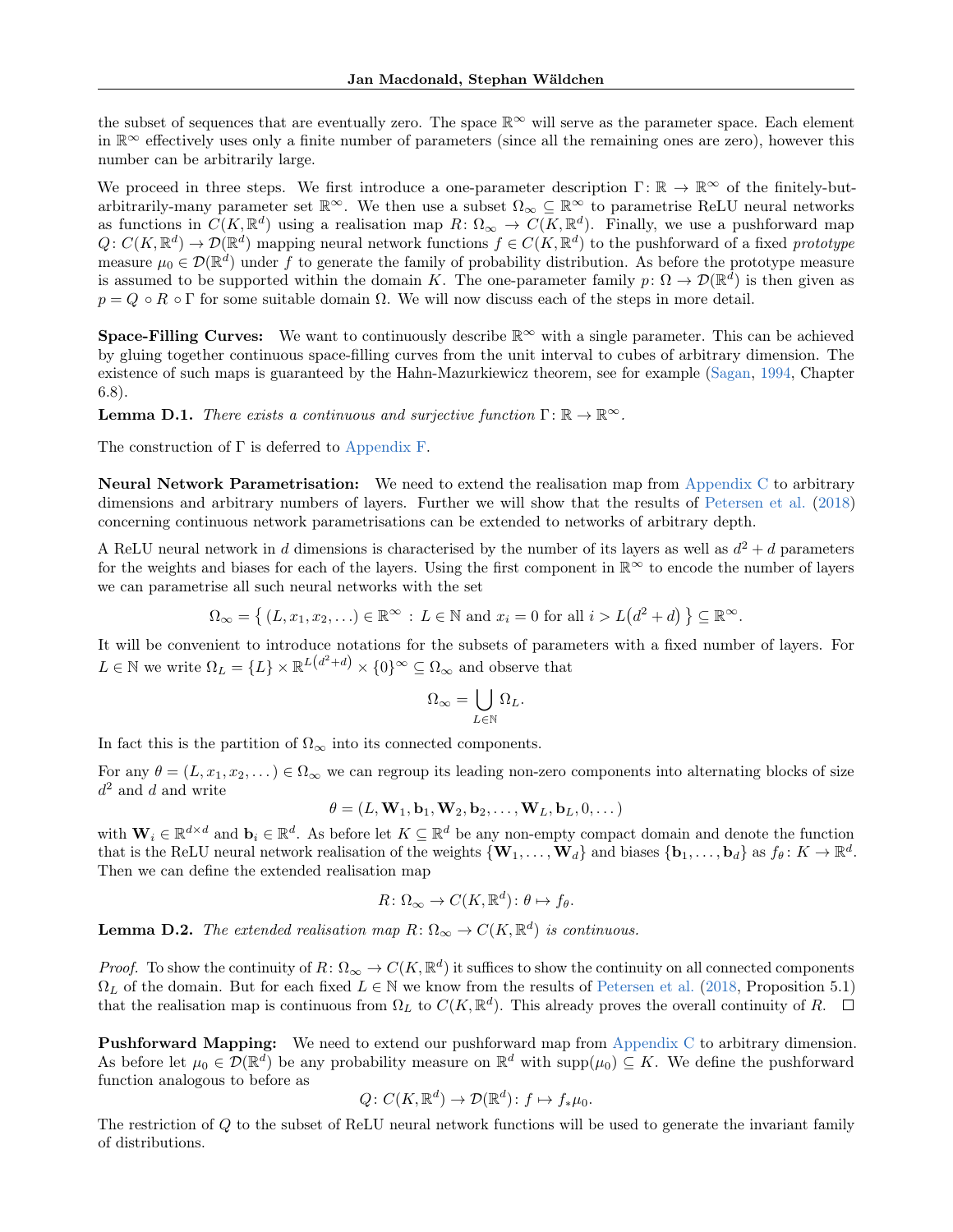the subset of sequences that are eventually zero. The space $\mathbb{R}^\infty$ will serve as the parameter space. Each element in $\mathbb{R}^\infty$ effectively uses only a finite number of parameters (since all the remaining ones are zero), however this number can be arbitrarily large.

We proceed in three steps. We first introduce a one-parameter description $\Gamma\colon \mathbb{R} \to \mathbb{R}^\infty$ of the finitely-but-arbitrarily-many parameter set $\mathbb{R}^\infty$. We then use a subset $\Omega_\infty \subseteq \mathbb{R}^\infty$ to parametrise ReLU neural networks as functions in $C(K, \mathbb{R}^d)$ using a realisation map $R\colon \Omega_\infty \to C(K, \mathbb{R}^d)$. Finally, we use a pushforward map $Q\colon C(K, \mathbb{R}^d) \to \mathcal{D}(\mathbb{R}^d)$ mapping neural network functions $f \in C(K, \mathbb{R}^d)$ to the pushforward of a fixed *prototype* measure $\mu_0 \in \mathcal{D}(\mathbb{R}^d)$ under $f$ to generate the family of probability distribution. As before the prototype measure is assumed to be supported within the domain $K$. The one-parameter family $p\colon \Omega \to \mathcal{D}(\mathbb{R}^d)$ is then given as $p = Q \circ R \circ \Gamma$ for some suitable domain $\Omega$. We will now discuss each of the steps in more detail.

**Space-Filling Curves:** We want to continuously describe $\mathbb{R}^\infty$ with a single parameter. This can be achieved by gluing together continuous space-filling curves from the unit interval to cubes of arbitrary dimension. The existence of such maps is guaranteed by the Hahn-Mazurkiewicz theorem, see for example (Sagan, 1994, Chapter 6.8).

**Lemma D.1.** *There exists a continuous and surjective function* $\Gamma\colon \mathbb{R} \to \mathbb{R}^\infty$.

The construction of $\Gamma$ is deferred to Appendix F.

**Neural Network Parametrisation:** We need to extend the realisation map from Appendix C to arbitrary dimensions and arbitrary numbers of layers. Further we will show that the results of Petersen et al. (2018) concerning continuous network parametrisations can be extended to networks of arbitrary depth.

A ReLU neural network in $d$ dimensions is characterised by the number of its layers as well as $d^2 + d$ parameters for the weights and biases for each of the layers. Using the first component in $\mathbb{R}^\infty$ to encode the number of layers we can parametrise all such neural networks with the set

$$\Omega_\infty = \left\{ (L, x_1, x_2, \dots) \in \mathbb{R}^\infty \,:\, L \in \mathbb{N} \text{ and } x_i = 0 \text{ for all } i > L\big(d^2 + d\big) \right\} \subseteq \mathbb{R}^\infty.$$

It will be convenient to introduce notations for the subsets of parameters with a fixed number of layers. For $L \in \mathbb{N}$ we write $\Omega_L = \{L\} \times \mathbb{R}^{L(d^2+d)} \times \{0\}^\infty \subseteq \Omega_\infty$ and observe that

$$\Omega_\infty = \bigcup_{L \in \mathbb{N}} \Omega_L.$$

In fact this is the partition of $\Omega_\infty$ into its connected components.

For any $\theta = (L, x_1, x_2, \dots) \in \Omega_\infty$ we can regroup its leading non-zero components into alternating blocks of size $d^2$ and $d$ and write

$$\theta = (L, \mathbf{W}_1, \mathbf{b}_1, \mathbf{W}_2, \mathbf{b}_2, \dots, \mathbf{W}_L, \mathbf{b}_L, 0, \dots)$$

with $\mathbf{W}_i \in \mathbb{R}^{d \times d}$ and $\mathbf{b}_i \in \mathbb{R}^d$. As before let $K \subseteq \mathbb{R}^d$ be any non-empty compact domain and denote the function that is the ReLU neural network realisation of the weights $\{\mathbf{W}_1, \dots, \mathbf{W}_d\}$ and biases $\{\mathbf{b}_1, \dots, \mathbf{b}_d\}$ as $f_\theta\colon K \to \mathbb{R}^d$. Then we can define the extended realisation map

$$R\colon \Omega_\infty \to C(K, \mathbb{R}^d)\colon \theta \mapsto f_\theta.$$

**Lemma D.2.** *The extended realisation map* $R\colon \Omega_\infty \to C(K, \mathbb{R}^d)$ *is continuous.*

*Proof.* To show the continuity of $R\colon \Omega_\infty \to C(K, \mathbb{R}^d)$ it suffices to show the continuity on all connected components $\Omega_L$ of the domain. But for each fixed $L \in \mathbb{N}$ we know from the results of Petersen et al. (2018, Proposition 5.1) that the realisation map is continuous from $\Omega_L$ to $C(K, \mathbb{R}^d)$. This already proves the overall continuity of $R$. $\square$

**Pushforward Mapping:** We need to extend our pushforward map from Appendix C to arbitrary dimension. As before let $\mu_0 \in \mathcal{D}(\mathbb{R}^d)$ be any probability measure on $\mathbb{R}^d$ with $\operatorname{supp}(\mu_0) \subseteq K$. We define the pushforward function analogous to before as

$$Q\colon C(K, \mathbb{R}^d) \to \mathcal{D}(\mathbb{R}^d)\colon f \mapsto f_* \mu_0.$$

The restriction of $Q$ to the subset of ReLU neural network functions will be used to generate the invariant family of distributions.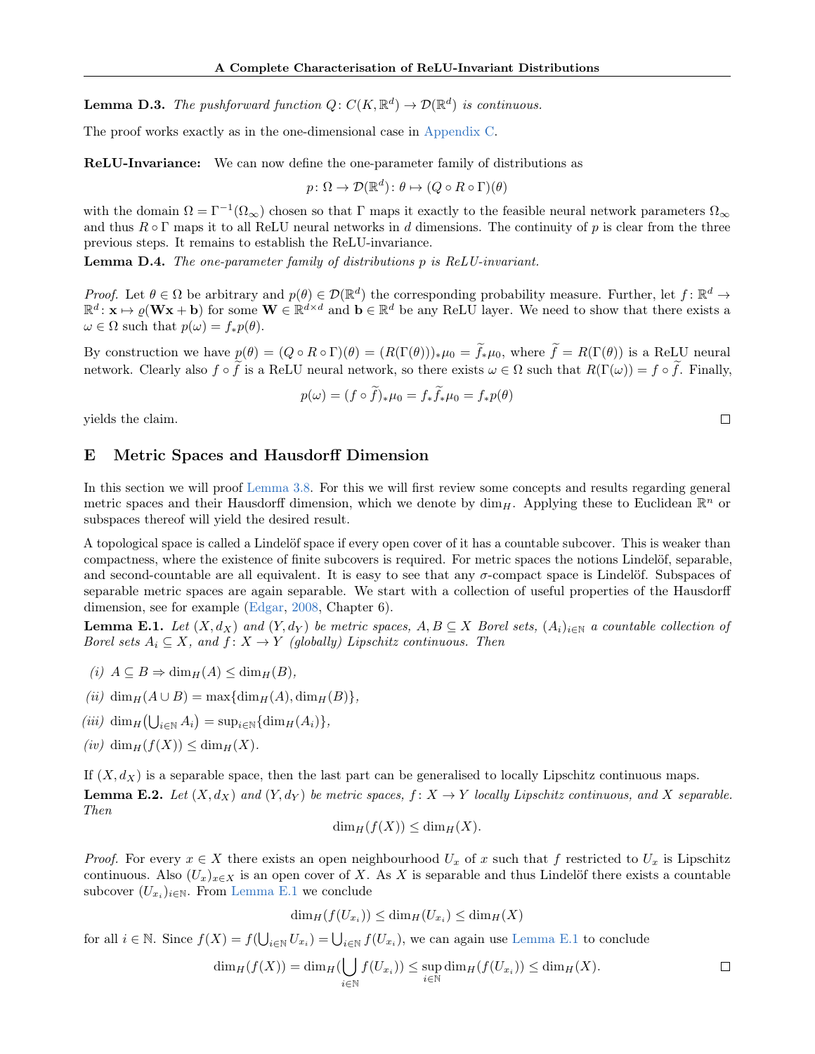**Lemma D.3.** *The pushforward function $Q \colon C(K, \mathbb{R}^d) \to \mathcal{D}(\mathbb{R}^d)$ is continuous.*

The proof works exactly as in the one-dimensional case in Appendix C.

**ReLU-Invariance:** We can now define the one-parameter family of distributions as

$$p \colon \Omega \to \mathcal{D}(\mathbb{R}^d) \colon \theta \mapsto (Q \circ R \circ \Gamma)(\theta)$$

with the domain $\Omega = \Gamma^{-1}(\Omega_\infty)$ chosen so that $\Gamma$ maps it exactly to the feasible neural network parameters $\Omega_\infty$ and thus $R \circ \Gamma$ maps it to all ReLU neural networks in $d$ dimensions. The continuity of $p$ is clear from the three previous steps. It remains to establish the ReLU-invariance.

**Lemma D.4.** *The one-parameter family of distributions $p$ is ReLU-invariant.*

*Proof.* Let $\theta \in \Omega$ be arbitrary and $p(\theta) \in \mathcal{D}(\mathbb{R}^d)$ the corresponding probability measure. Further, let $f \colon \mathbb{R}^d \to \mathbb{R}^d \colon \mathbf{x} \mapsto \varrho(\mathbf{W}\mathbf{x} + \mathbf{b})$ for some $\mathbf{W} \in \mathbb{R}^{d \times d}$ and $\mathbf{b} \in \mathbb{R}^d$ be any ReLU layer. We need to show that there exists a $\omega \in \Omega$ such that $p(\omega) = f_* p(\theta)$.

By construction we have $p(\theta) = (Q \circ R \circ \Gamma)(\theta) = (R(\Gamma(\theta)))_* \mu_0 = \widetilde{f}_* \mu_0$, where $\widetilde{f} = R(\Gamma(\theta))$ is a ReLU neural network. Clearly also $f \circ \widetilde{f}$ is a ReLU neural network, so there exists $\omega \in \Omega$ such that $R(\Gamma(\omega)) = f \circ \widetilde{f}$. Finally,

$$p(\omega) = (f \circ \widetilde{f})_* \mu_0 = f_* \widetilde{f}_* \mu_0 = f_* p(\theta)$$

yields the claim. $\square$

## E Metric Spaces and Hausdorff Dimension

In this section we will proof Lemma 3.8. For this we will first review some concepts and results regarding general metric spaces and their Hausdorff dimension, which we denote by $\dim_H$. Applying these to Euclidean $\mathbb{R}^n$ or subspaces thereof will yield the desired result.

A topological space is called a Lindelöf space if every open cover of it has a countable subcover. This is weaker than compactness, where the existence of finite subcovers is required. For metric spaces the notions Lindelöf, separable, and second-countable are all equivalent. It is easy to see that any $\sigma$-compact space is Lindelöf. Subspaces of separable metric spaces are again separable. We start with a collection of useful properties of the Hausdorff dimension, see for example (Edgar, 2008, Chapter 6).

**Lemma E.1.** *Let $(X, d_X)$ and $(Y, d_Y)$ be metric spaces, $A, B \subseteq X$ Borel sets, $(A_i)_{i \in \mathbb{N}}$ a countable collection of Borel sets $A_i \subseteq X$, and $f \colon X \to Y$ (globally) Lipschitz continuous. Then*

*(i)* $A \subseteq B \Rightarrow \dim_H(A) \leq \dim_H(B)$,

*(ii)* $\dim_H(A \cup B) = \max\{\dim_H(A), \dim_H(B)\}$,

*(iii)* $\dim_H\big(\bigcup_{i \in \mathbb{N}} A_i\big) = \sup_{i \in \mathbb{N}}\{\dim_H(A_i)\}$,

*(iv)* $\dim_H(f(X)) \leq \dim_H(X)$.

If $(X, d_X)$ is a separable space, then the last part can be generalised to locally Lipschitz continuous maps.

**Lemma E.2.** *Let $(X, d_X)$ and $(Y, d_Y)$ be metric spaces, $f \colon X \to Y$ locally Lipschitz continuous, and $X$ separable. Then*

$$\dim_H(f(X)) \leq \dim_H(X).$$

*Proof.* For every $x \in X$ there exists an open neighbourhood $U_x$ of $x$ such that $f$ restricted to $U_x$ is Lipschitz continuous. Also $(U_x)_{x \in X}$ is an open cover of $X$. As $X$ is separable and thus Lindelöf there exists a countable subcover $(U_{x_i})_{i \in \mathbb{N}}$. From Lemma E.1 we conclude

$$\dim_H(f(U_{x_i})) \leq \dim_H(U_{x_i}) \leq \dim_H(X)$$

for all $i \in \mathbb{N}$. Since $f(X) = f(\bigcup_{i \in \mathbb{N}} U_{x_i}) = \bigcup_{i \in \mathbb{N}} f(U_{x_i})$, we can again use Lemma E.1 to conclude

$$\dim_H(f(X)) = \dim_H(\bigcup_{i \in \mathbb{N}} f(U_{x_i})) \leq \sup_{i \in \mathbb{N}} \dim_H(f(U_{x_i})) \leq \dim_H(X).$$

$\square$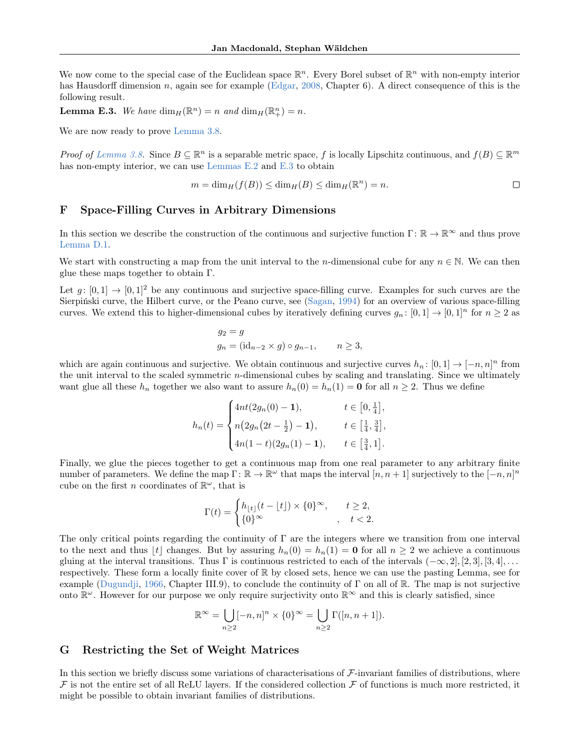We now come to the special case of the Euclidean space $\mathbb{R}^n$. Every Borel subset of $\mathbb{R}^n$ with non-empty interior has Hausdorff dimension $n$, again see for example (Edgar, 2008, Chapter 6). A direct consequence of this is the following result.

**Lemma E.3.** *We have* $\dim_H(\mathbb{R}^n) = n$ *and* $\dim_H(\mathbb{R}^n_+) = n$.

We are now ready to prove Lemma 3.8.

*Proof of Lemma 3.8.* Since $B \subseteq \mathbb{R}^n$ is a separable metric space, $f$ is locally Lipschitz continuous, and $f(B) \subseteq \mathbb{R}^m$ has non-empty interior, we can use Lemmas E.2 and E.3 to obtain

$$m = \dim_H(f(B)) \leq \dim_H(B) \leq \dim_H(\mathbb{R}^n) = n. \qquad \square$$

## F Space-Filling Curves in Arbitrary Dimensions

In this section we describe the construction of the continuous and surjective function $\Gamma\colon \mathbb{R} \to \mathbb{R}^\infty$ and thus prove Lemma D.1.

We start with constructing a map from the unit interval to the $n$-dimensional cube for any $n \in \mathbb{N}$. We can then glue these maps together to obtain $\Gamma$.

Let $g\colon [0,1] \to [0,1]^2$ be any continuous and surjective space-filling curve. Examples for such curves are the Sierpiński curve, the Hilbert curve, or the Peano curve, see (Sagan, 1994) for an overview of various space-filling curves. We extend this to higher-dimensional cubes by iteratively defining curves $g_n\colon [0,1] \to [0,1]^n$ for $n \geq 2$ as

$$\begin{aligned} g_2 &= g \\ g_n &= (\mathrm{id}_{n-2} \times g) \circ g_{n-1}, \qquad n \geq 3, \end{aligned}$$

which are again continuous and surjective. We obtain continuous and surjective curves $h_n\colon [0,1] \to [-n,n]^n$ from the unit interval to the scaled symmetric $n$-dimensional cubes by scaling and translating. Since we ultimately want glue all these $h_n$ together we also want to assure $h_n(0) = h_n(1) = \mathbf{0}$ for all $n \geq 2$. Thus we define

$$h_n(t) = \begin{cases} 4nt(2g_n(0) - \mathbf{1}), & t \in \left[0, \frac{1}{4}\right], \\ n\big(2g_n\big(2t - \frac{1}{2}\big) - \mathbf{1}\big), & t \in \left[\frac{1}{4}, \frac{3}{4}\right], \\ 4n(1-t)(2g_n(1) - \mathbf{1}), & t \in \left[\frac{3}{4}, 1\right]. \end{cases}$$

Finally, we glue the pieces together to get a continuous map from one real parameter to any arbitrary finite number of parameters. We define the map $\Gamma\colon \mathbb{R} \to \mathbb{R}^\omega$ that maps the interval $[n, n+1]$ surjectively to the $[-n,n]^n$ cube on the first $n$ coordinates of $\mathbb{R}^\omega$, that is

$$\Gamma(t) = \begin{cases} h_{\lfloor t \rfloor}(t - \lfloor t \rfloor) \times \{0\}^\infty, & t \geq 2, \\ \{0\}^\infty & , \quad t < 2. \end{cases}$$

The only critical points regarding the continuity of $\Gamma$ are the integers where we transition from one interval to the next and thus $\lfloor t \rfloor$ changes. But by assuring $h_n(0) = h_n(1) = \mathbf{0}$ for all $n \geq 2$ we achieve a continuous gluing at the interval transitions. Thus $\Gamma$ is continuous restricted to each of the intervals $(-\infty, 2], [2,3], [3,4], \ldots$ respectively. These form a locally finite cover of $\mathbb{R}$ by closed sets, hence we can use the pasting Lemma, see for example (Dugundji, 1966, Chapter III.9), to conclude the continuity of $\Gamma$ on all of $\mathbb{R}$. The map is not surjective onto $\mathbb{R}^\omega$. However for our purpose we only require surjectivity onto $\mathbb{R}^\infty$ and this is clearly satisfied, since

$$\mathbb{R}^\infty = \bigcup_{n \geq 2} [-n,n]^n \times \{0\}^\infty = \bigcup_{n \geq 2} \Gamma([n, n+1]).$$

## G Restricting the Set of Weight Matrices

In this section we briefly discuss some variations of characterisations of $\mathcal{F}$-invariant families of distributions, where $\mathcal{F}$ is not the entire set of all ReLU layers. If the considered collection $\mathcal{F}$ of functions is much more restricted, it might be possible to obtain invariant families of distributions.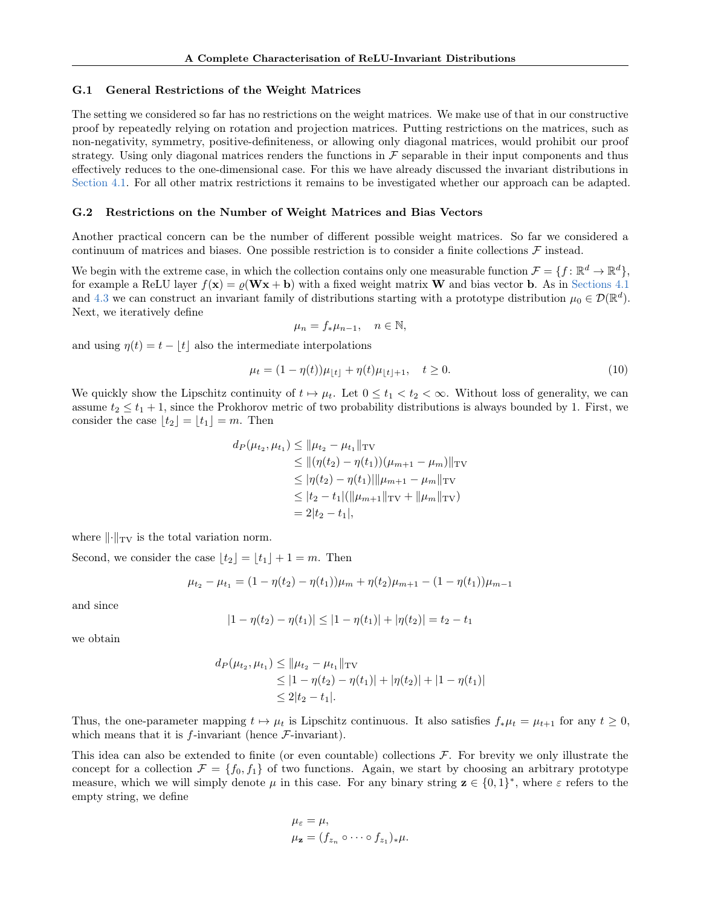### G.1 General Restrictions of the Weight Matrices

The setting we considered so far has no restrictions on the weight matrices. We make use of that in our constructive proof by repeatedly relying on rotation and projection matrices. Putting restrictions on the matrices, such as non-negativity, symmetry, positive-definiteness, or allowing only diagonal matrices, would prohibit our proof strategy. Using only diagonal matrices renders the functions in $\mathcal{F}$ separable in their input components and thus effectively reduces to the one-dimensional case. For this we have already discussed the invariant distributions in Section 4.1. For all other matrix restrictions it remains to be investigated whether our approach can be adapted.

### G.2 Restrictions on the Number of Weight Matrices and Bias Vectors

Another practical concern can be the number of different possible weight matrices. So far we considered a continuum of matrices and biases. One possible restriction is to consider a finite collections $\mathcal{F}$ instead.

We begin with the extreme case, in which the collection contains only one measurable function $\mathcal{F} = \{f\colon \mathbb{R}^d \to \mathbb{R}^d\}$, for example a ReLU layer $f(\mathbf{x}) = \varrho(\mathbf{W}\mathbf{x} + \mathbf{b})$ with a fixed weight matrix $\mathbf{W}$ and bias vector $\mathbf{b}$. As in Sections 4.1 and 4.3 we can construct an invariant family of distributions starting with a prototype distribution $\mu_0 \in \mathcal{D}(\mathbb{R}^d)$. Next, we iteratively define

$$\mu_n = f_*\mu_{n-1}, \quad n \in \mathbb{N},$$

and using $\eta(t) = t - \lfloor t \rfloor$ also the intermediate interpolations

$$\mu_t = (1 - \eta(t))\mu_{\lfloor t \rfloor} + \eta(t)\mu_{\lfloor t \rfloor + 1}, \quad t \geq 0. \tag{10}$$

We quickly show the Lipschitz continuity of $t \mapsto \mu_t$. Let $0 \leq t_1 < t_2 < \infty$. Without loss of generality, we can assume $t_2 \leq t_1 + 1$, since the Prokhorov metric of two probability distributions is always bounded by 1. First, we consider the case $\lfloor t_2 \rfloor = \lfloor t_1 \rfloor = m$. Then

$$\begin{aligned}
d_P(\mu_{t_2}, \mu_{t_1}) &\leq \|\mu_{t_2} - \mu_{t_1}\|_{\mathrm{TV}} \\
&\leq \|(\eta(t_2) - \eta(t_1))(\mu_{m+1} - \mu_m)\|_{\mathrm{TV}} \\
&\leq |\eta(t_2) - \eta(t_1)| \|\mu_{m+1} - \mu_m\|_{\mathrm{TV}} \\
&\leq |t_2 - t_1| (\|\mu_{m+1}\|_{\mathrm{TV}} + \|\mu_m\|_{\mathrm{TV}}) \\
&= 2|t_2 - t_1|,
\end{aligned}$$

where $\|\cdot\|_{\mathrm{TV}}$ is the total variation norm.

Second, we consider the case $\lfloor t_2 \rfloor = \lfloor t_1 \rfloor + 1 = m$. Then

$$\mu_{t_2} - \mu_{t_1} = (1 - \eta(t_2) - \eta(t_1))\mu_m + \eta(t_2)\mu_{m+1} - (1 - \eta(t_1))\mu_{m-1}$$

and since

$$|1 - \eta(t_2) - \eta(t_1)| \leq |1 - \eta(t_1)| + |\eta(t_2)| = t_2 - t_1$$

we obtain

$$\begin{aligned}
d_P(\mu_{t_2}, \mu_{t_1}) &\leq \|\mu_{t_2} - \mu_{t_1}\|_{\mathrm{TV}} \\
&\leq |1 - \eta(t_2) - \eta(t_1)| + |\eta(t_2)| + |1 - \eta(t_1)| \\
&\leq 2|t_2 - t_1|.
\end{aligned}$$

Thus, the one-parameter mapping $t \mapsto \mu_t$ is Lipschitz continuous. It also satisfies $f_*\mu_t = \mu_{t+1}$ for any $t \geq 0$, which means that it is $f$-invariant (hence $\mathcal{F}$-invariant).

This idea can also be extended to finite (or even countable) collections $\mathcal{F}$. For brevity we only illustrate the concept for a collection $\mathcal{F} = \{f_0, f_1\}$ of two functions. Again, we start by choosing an arbitrary prototype measure, which we will simply denote $\mu$ in this case. For any binary string $\mathbf{z} \in \{0, 1\}^*$, where $\varepsilon$ refers to the empty string, we define

$$\begin{aligned}
\mu_\varepsilon &= \mu, \\
\mu_{\mathbf{z}} &= (f_{z_n} \circ \cdots \circ f_{z_1})_*\mu.
\end{aligned}$$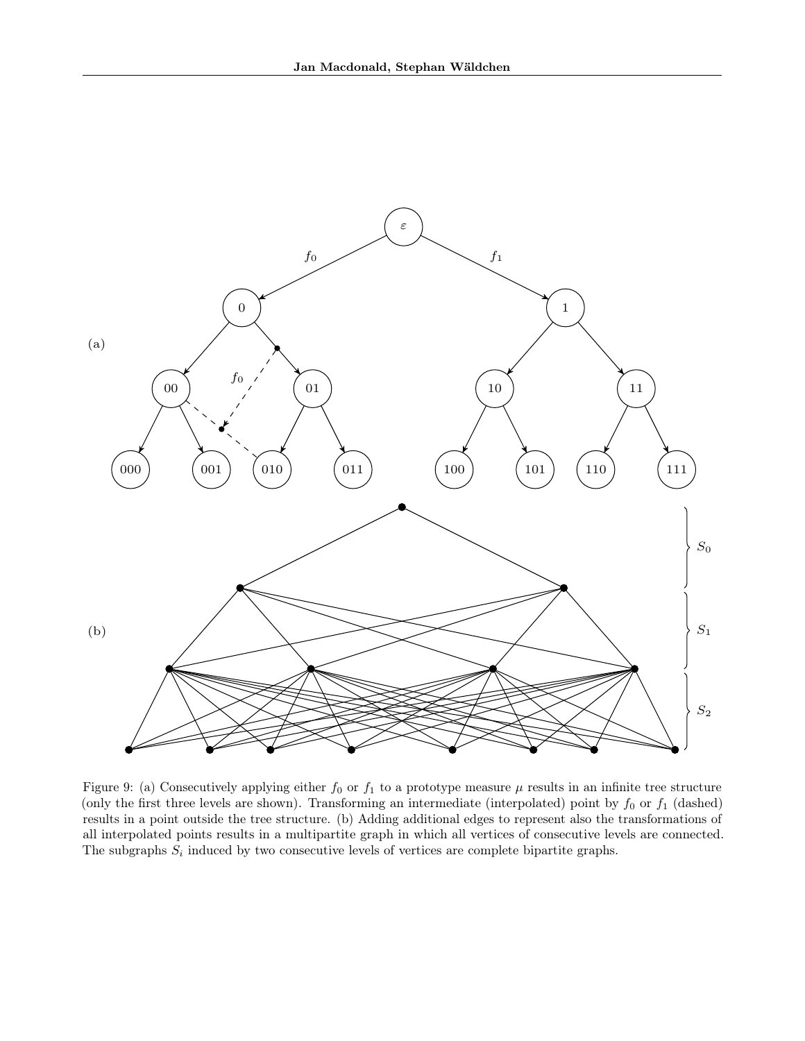(a)

ε

$f_0$

$f_1$

0

1

$f_0$

00

01

10

11

000

001

010

011

100

101

110

111

(b)

$S_0$

$S_1$

$S_2$

Figure 9: (a) Consecutively applying either $f_0$ or $f_1$ to a prototype measure $\mu$ results in an infinite tree structure (only the first three levels are shown). Transforming an intermediate (interpolated) point by $f_0$ or $f_1$ (dashed) results in a point outside the tree structure. (b) Adding additional edges to represent also the transformations of all interpolated points results in a multipartite graph in which all vertices of consecutive levels are connected. The subgraphs $S_i$ induced by two consecutive levels of vertices are complete bipartite graphs.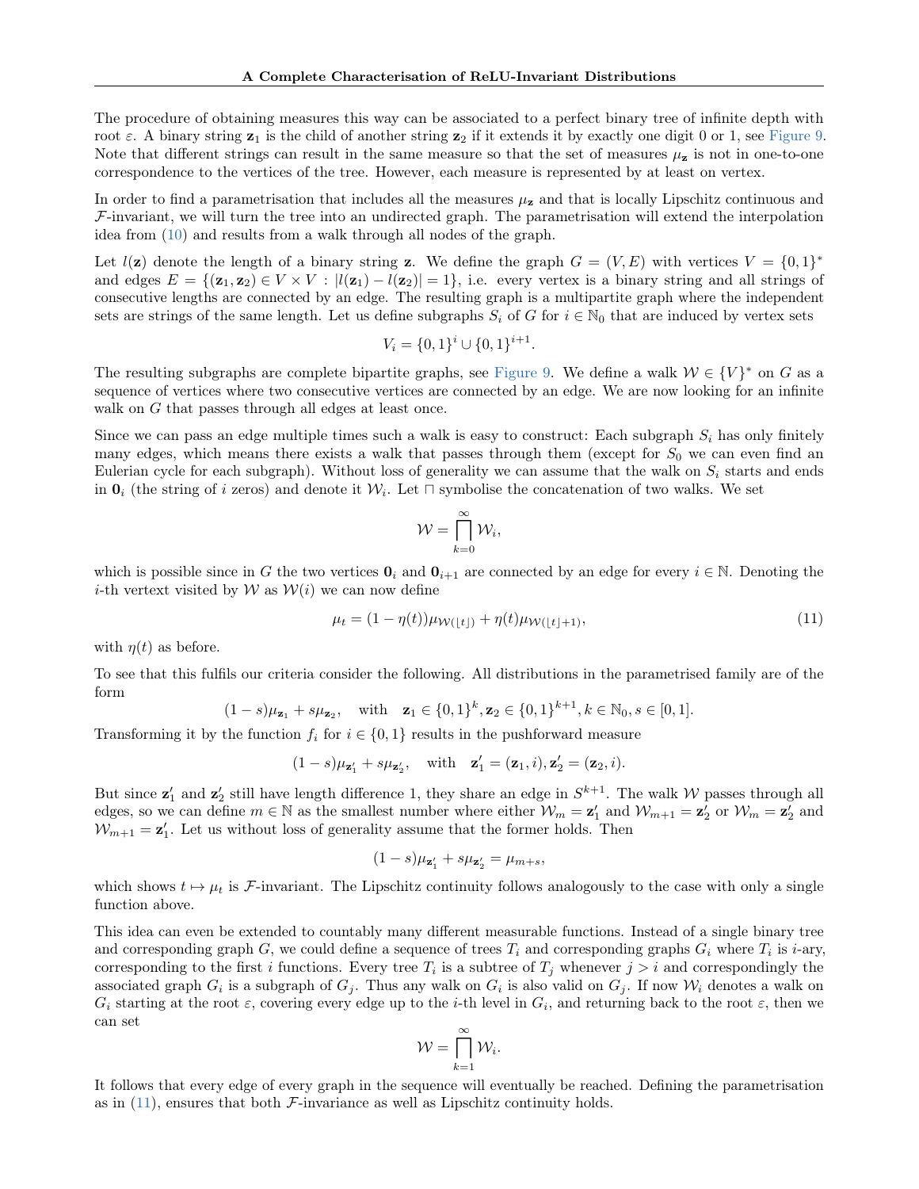The procedure of obtaining measures this way can be associated to a perfect binary tree of infinite depth with root $\varepsilon$. A binary string $\mathbf{z}_1$ is the child of another string $\mathbf{z}_2$ if it extends it by exactly one digit 0 or 1, see Figure 9. Note that different strings can result in the same measure so that the set of measures $\mu_{\mathbf{z}}$ is not in one-to-one correspondence to the vertices of the tree. However, each measure is represented by at least on vertex.

In order to find a parametrisation that includes all the measures $\mu_{\mathbf{z}}$ and that is locally Lipschitz continuous and $\mathcal{F}$-invariant, we will turn the tree into an undirected graph. The parametrisation will extend the interpolation idea from (10) and results from a walk through all nodes of the graph.

Let $l(\mathbf{z})$ denote the length of a binary string $\mathbf{z}$. We define the graph $G = (V, E)$ with vertices $V = \{0,1\}^*$ and edges $E = \{(\mathbf{z}_1, \mathbf{z}_2) \in V \times V : |l(\mathbf{z}_1) - l(\mathbf{z}_2)| = 1\}$, i.e. every vertex is a binary string and all strings of consecutive lengths are connected by an edge. The resulting graph is a multipartite graph where the independent sets are strings of the same length. Let us define subgraphs $S_i$ of $G$ for $i \in \mathbb{N}_0$ that are induced by vertex sets

$$V_i = \{0,1\}^i \cup \{0,1\}^{i+1}.$$

The resulting subgraphs are complete bipartite graphs, see Figure 9. We define a walk $\mathcal{W} \in \{V\}^*$ on $G$ as a sequence of vertices where two consecutive vertices are connected by an edge. We are now looking for an infinite walk on $G$ that passes through all edges at least once.

Since we can pass an edge multiple times such a walk is easy to construct: Each subgraph $S_i$ has only finitely many edges, which means there exists a walk that passes through them (except for $S_0$ we can even find an Eulerian cycle for each subgraph). Without loss of generality we can assume that the walk on $S_i$ starts and ends in $\mathbf{0}_i$ (the string of $i$ zeros) and denote it $\mathcal{W}_i$. Let $\sqcap$ symbolise the concatenation of two walks. We set

$$\mathcal{W} = \prod_{k=0}^{\infty} \mathcal{W}_i,$$

which is possible since in $G$ the two vertices $\mathbf{0}_i$ and $\mathbf{0}_{i+1}$ are connected by an edge for every $i \in \mathbb{N}$. Denoting the $i$-th vertext visited by $\mathcal{W}$ as $\mathcal{W}(i)$ we can now define

$$\mu_t = (1 - \eta(t))\mu_{\mathcal{W}(\lfloor t \rfloor)} + \eta(t)\mu_{\mathcal{W}(\lfloor t \rfloor + 1)}, \tag{11}$$

with $\eta(t)$ as before.

To see that this fulfils our criteria consider the following. All distributions in the parametrised family are of the form

$$(1 - s)\mu_{\mathbf{z}_1} + s\mu_{\mathbf{z}_2}, \quad \text{with} \quad \mathbf{z}_1 \in \{0,1\}^k, \mathbf{z}_2 \in \{0,1\}^{k+1}, k \in \mathbb{N}_0, s \in [0,1].$$

Transforming it by the function $f_i$ for $i \in \{0,1\}$ results in the pushforward measure

$$(1 - s)\mu_{\mathbf{z}_1'} + s\mu_{\mathbf{z}_2'}, \quad \text{with} \quad \mathbf{z}_1' = (\mathbf{z}_1, i), \mathbf{z}_2' = (\mathbf{z}_2, i).$$

But since $\mathbf{z}_1'$ and $\mathbf{z}_2'$ still have length difference 1, they share an edge in $S^{k+1}$. The walk $\mathcal{W}$ passes through all edges, so we can define $m \in \mathbb{N}$ as the smallest number where either $\mathcal{W}_m = \mathbf{z}_1'$ and $\mathcal{W}_{m+1} = \mathbf{z}_2'$ or $\mathcal{W}_m = \mathbf{z}_2'$ and $\mathcal{W}_{m+1} = \mathbf{z}_1'$. Let us without loss of generality assume that the former holds. Then

$$(1 - s)\mu_{\mathbf{z}_1'} + s\mu_{\mathbf{z}_2'} = \mu_{m+s},$$

which shows $t \mapsto \mu_t$ is $\mathcal{F}$-invariant. The Lipschitz continuity follows analogously to the case with only a single function above.

This idea can even be extended to countably many different measurable functions. Instead of a single binary tree and corresponding graph $G$, we could define a sequence of trees $T_i$ and corresponding graphs $G_i$ where $T_i$ is $i$-ary, corresponding to the first $i$ functions. Every tree $T_i$ is a subtree of $T_j$ whenever $j > i$ and correspondingly the associated graph $G_i$ is a subgraph of $G_j$. Thus any walk on $G_i$ is also valid on $G_j$. If now $\mathcal{W}_i$ denotes a walk on $G_i$ starting at the root $\varepsilon$, covering every edge up to the $i$-th level in $G_i$, and returning back to the root $\varepsilon$, then we can set

$$\mathcal{W} = \prod_{k=1}^{\infty} \mathcal{W}_i.$$

It follows that every edge of every graph in the sequence will eventually be reached. Defining the parametrisation as in (11), ensures that both $\mathcal{F}$-invariance as well as Lipschitz continuity holds.